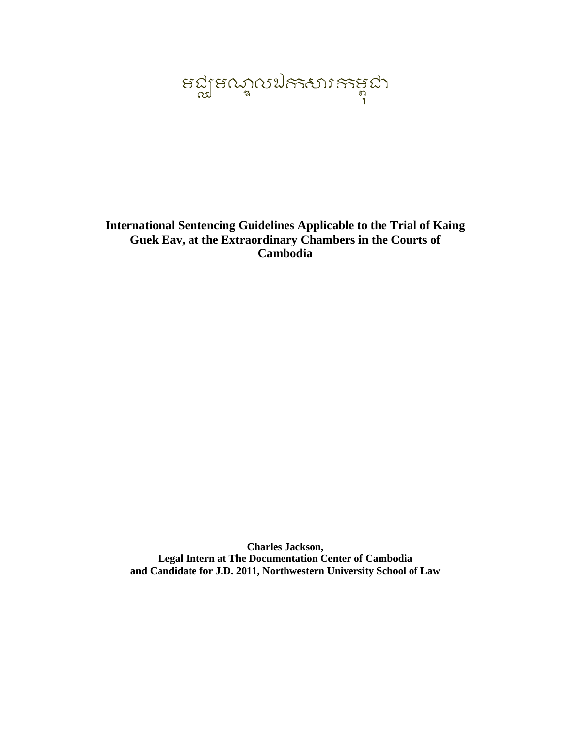មជ្ឈមណ្ឌលឯកសារកម្ពុជា

# International Sentencing Guidelines Applicable to the Trial of Kaing Guek Eav, at the Extraordinary Chambers in the Courts of Cambodia

**Charles Jackson,**
**Legal Intern at The Documentation Center of Cambodia**
**and Candidate for J.D. 2011, Northwestern University School of Law**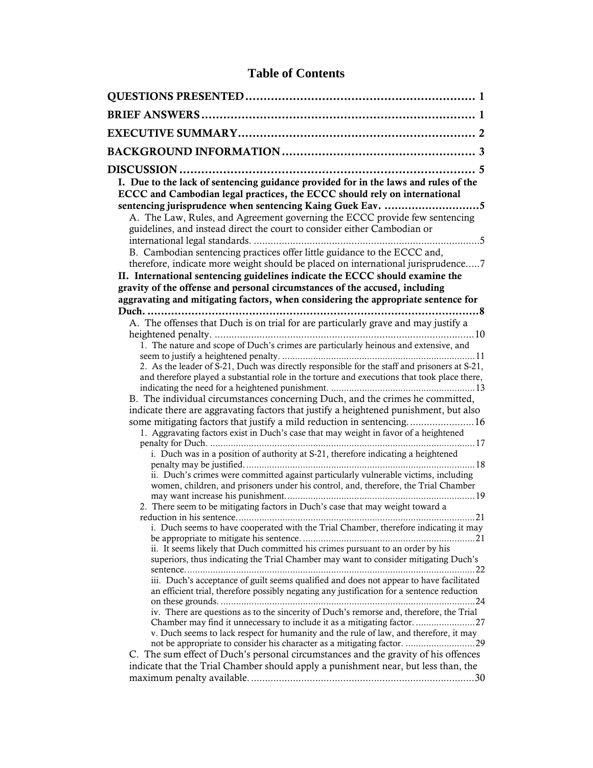# Table of Contents

**QUESTIONS PRESENTED** ................................................................ 1

**BRIEF ANSWERS** ........................................................................ 1

**EXECUTIVE SUMMARY** ................................................................. 2

**BACKGROUND INFORMATION** ...................................................... 3

**DISCUSSION** .............................................................................. 5

**I. Due to the lack of sentencing guidance provided for in the laws and rules of the ECCC and Cambodian legal practices, the ECCC should rely on international sentencing jurisprudence when sentencing Kaing Guek Eav.** ............................5

A. The Law, Rules, and Agreement governing the ECCC provide few sentencing guidelines, and instead direct the court to consider either Cambodian or international legal standards. ..........................................................................5

B. Cambodian sentencing practices offer little guidance to the ECCC and, therefore, indicate more weight should be placed on international jurisprudence.....7

**II. International sentencing guidelines indicate the ECCC should examine the gravity of the offense and personal circumstances of the accused, including aggravating and mitigating factors, when considering the appropriate sentence for Duch.** ......................................................................................................8

A. The offenses that Duch is on trial for are particularly grave and may justify a heightened penalty. ...............................................................................................10

1. The nature and scope of Duch's crimes are particularly heinous and extensive, and seem to justify a heightened penalty. ..........................................................................11

2. As the leader of S-21, Duch was directly responsible for the staff and prisoners at S-21, and therefore played a substantial role in the torture and executions that took place there, indicating the need for a heightened punishment. .......................................................13

B. The individual circumstances concerning Duch, and the crimes he committed, indicate there are aggravating factors that justify a heightened punishment, but also some mitigating factors that justify a mild reduction in sentencing.......................16

1. Aggravating factors exist in Duch's case that may weight in favor of a heightened penalty for Duch. .......................................................................................................17

i. Duch was in a position of authority at S-21, therefore indicating a heightened penalty may be justified. .........................................................................................18

ii. Duch's crimes were committed against particularly vulnerable victims, including women, children, and prisoners under his control, and, therefore, the Trial Chamber may want increase his punishment. ..........................................................................19

2. There seem to be mitigating factors in Duch's case that may weight toward a reduction in his sentence. ...........................................................................................21

i. Duch seems to have cooperated with the Trial Chamber, therefore indicating it may be appropriate to mitigate his sentence. ...................................................................21

ii. It seems likely that Duch committed his crimes pursuant to an order by his superiors, thus indicating the Trial Chamber may want to consider mitigating Duch's sentence. ...............................................................................................................22

iii. Duch's acceptance of guilt seems qualified and does not appear to have facilitated an efficient trial, therefore possibly negating any justification for a sentence reduction on these grounds. ..................................................................................................24

iv. There are questions as to the sincerity of Duch's remorse and, therefore, the Trial Chamber may find it unnecessary to include it as a mitigating factor. .......................27

v. Duch seems to lack respect for humanity and the rule of law, and therefore, it may not be appropriate to consider his character as a mitigating factor. ...........................29

C. The sum effect of Duch's personal circumstances and the gravity of his offences indicate that the Trial Chamber should apply a punishment near, but less than, the maximum penalty available. ................................................................................30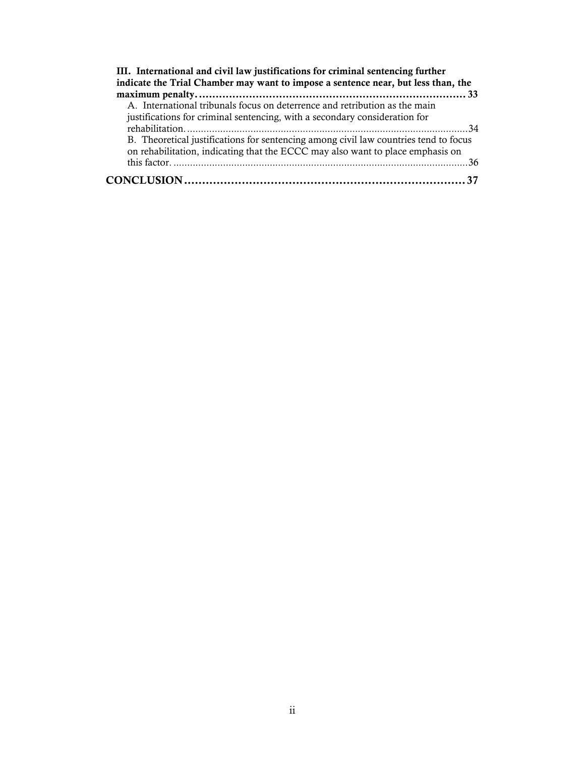**III. International and civil law justifications for criminal sentencing further indicate the Trial Chamber may want to impose a sentence near, but less than, the maximum penalty.** ........ **33**

A. International tribunals focus on deterrence and retribution as the main justifications for criminal sentencing, with a secondary consideration for rehabilitation. ........ 34

B. Theoretical justifications for sentencing among civil law countries tend to focus on rehabilitation, indicating that the ECCC may also want to place emphasis on this factor. ........ 36

**CONCLUSION** ........ **37**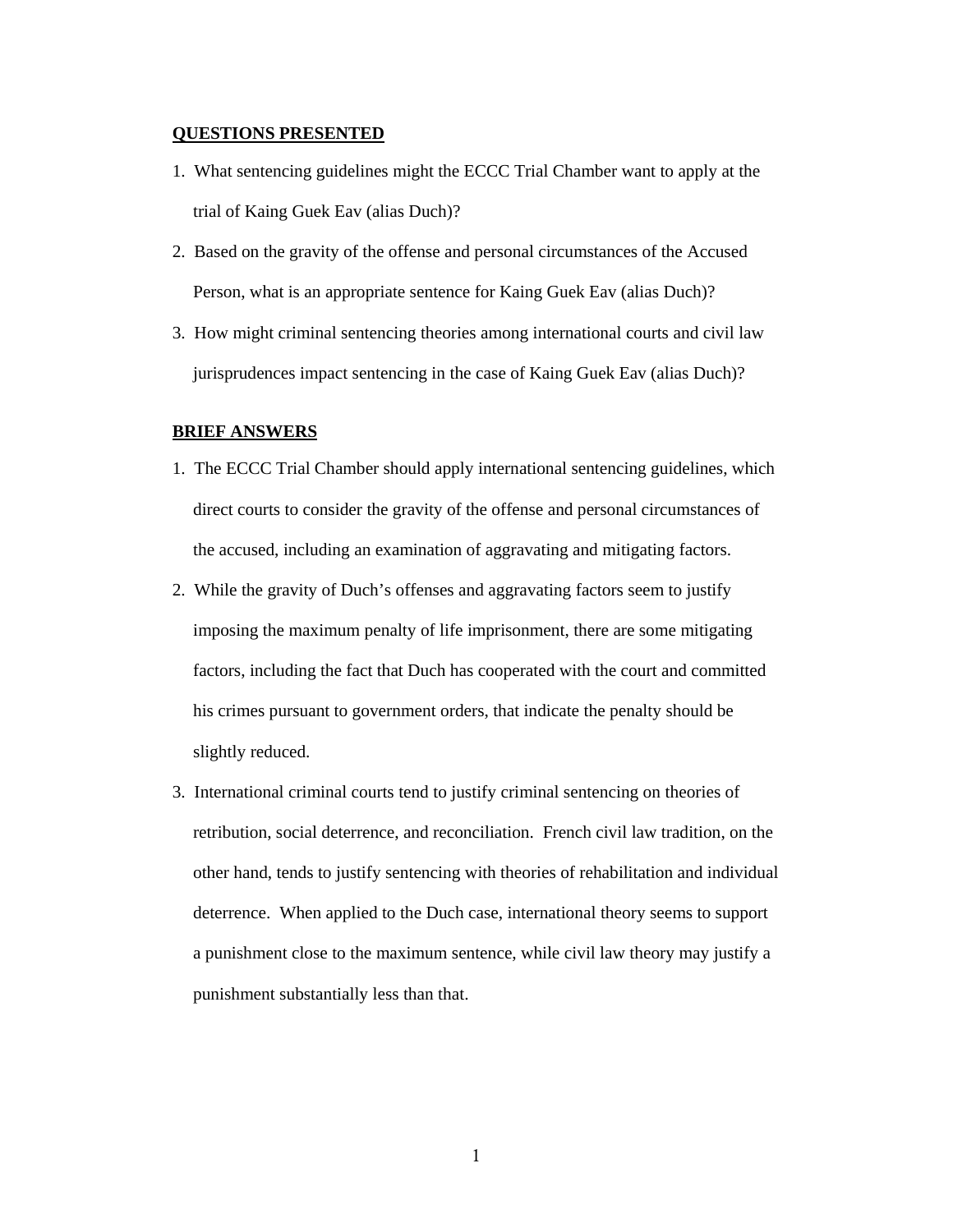## QUESTIONS PRESENTED

1. What sentencing guidelines might the ECCC Trial Chamber want to apply at the trial of Kaing Guek Eav (alias Duch)?
2. Based on the gravity of the offense and personal circumstances of the Accused Person, what is an appropriate sentence for Kaing Guek Eav (alias Duch)?
3. How might criminal sentencing theories among international courts and civil law jurisprudences impact sentencing in the case of Kaing Guek Eav (alias Duch)?

## BRIEF ANSWERS

1. The ECCC Trial Chamber should apply international sentencing guidelines, which direct courts to consider the gravity of the offense and personal circumstances of the accused, including an examination of aggravating and mitigating factors.
2. While the gravity of Duch's offenses and aggravating factors seem to justify imposing the maximum penalty of life imprisonment, there are some mitigating factors, including the fact that Duch has cooperated with the court and committed his crimes pursuant to government orders, that indicate the penalty should be slightly reduced.
3. International criminal courts tend to justify criminal sentencing on theories of retribution, social deterrence, and reconciliation. French civil law tradition, on the other hand, tends to justify sentencing with theories of rehabilitation and individual deterrence. When applied to the Duch case, international theory seems to support a punishment close to the maximum sentence, while civil law theory may justify a punishment substantially less than that.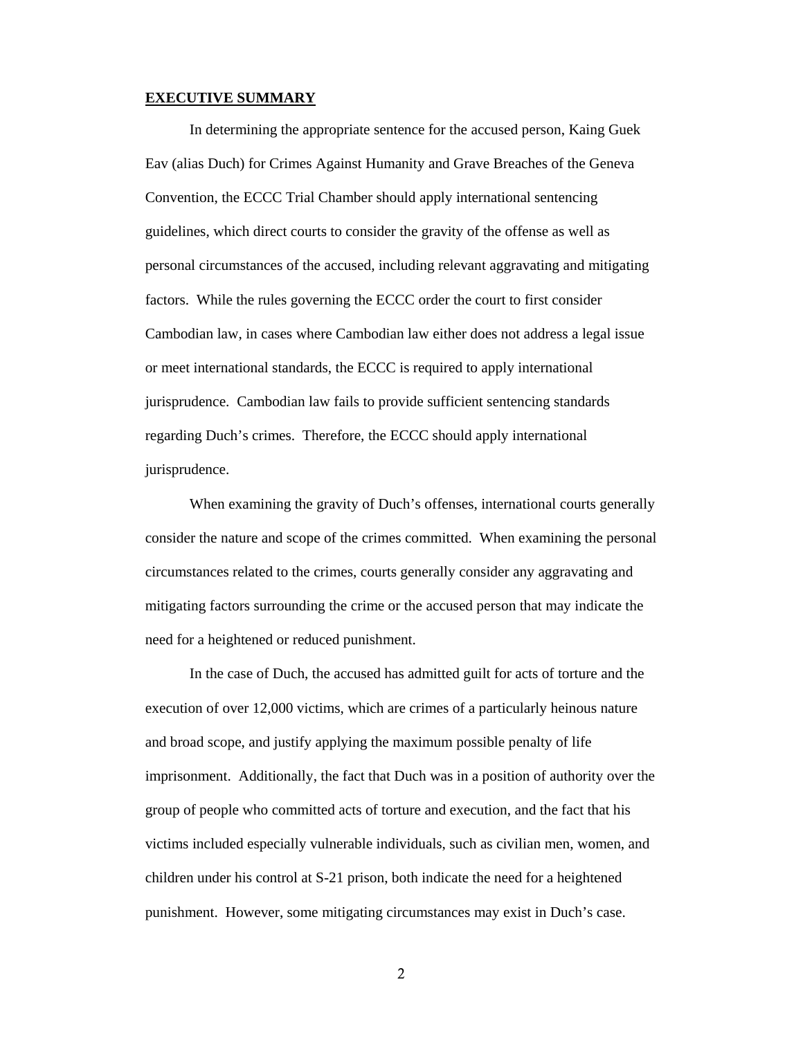**EXECUTIVE SUMMARY**

In determining the appropriate sentence for the accused person, Kaing Guek Eav (alias Duch) for Crimes Against Humanity and Grave Breaches of the Geneva Convention, the ECCC Trial Chamber should apply international sentencing guidelines, which direct courts to consider the gravity of the offense as well as personal circumstances of the accused, including relevant aggravating and mitigating factors. While the rules governing the ECCC order the court to first consider Cambodian law, in cases where Cambodian law either does not address a legal issue or meet international standards, the ECCC is required to apply international jurisprudence. Cambodian law fails to provide sufficient sentencing standards regarding Duch's crimes. Therefore, the ECCC should apply international jurisprudence.

When examining the gravity of Duch's offenses, international courts generally consider the nature and scope of the crimes committed. When examining the personal circumstances related to the crimes, courts generally consider any aggravating and mitigating factors surrounding the crime or the accused person that may indicate the need for a heightened or reduced punishment.

In the case of Duch, the accused has admitted guilt for acts of torture and the execution of over 12,000 victims, which are crimes of a particularly heinous nature and broad scope, and justify applying the maximum possible penalty of life imprisonment. Additionally, the fact that Duch was in a position of authority over the group of people who committed acts of torture and execution, and the fact that his victims included especially vulnerable individuals, such as civilian men, women, and children under his control at S-21 prison, both indicate the need for a heightened punishment. However, some mitigating circumstances may exist in Duch's case.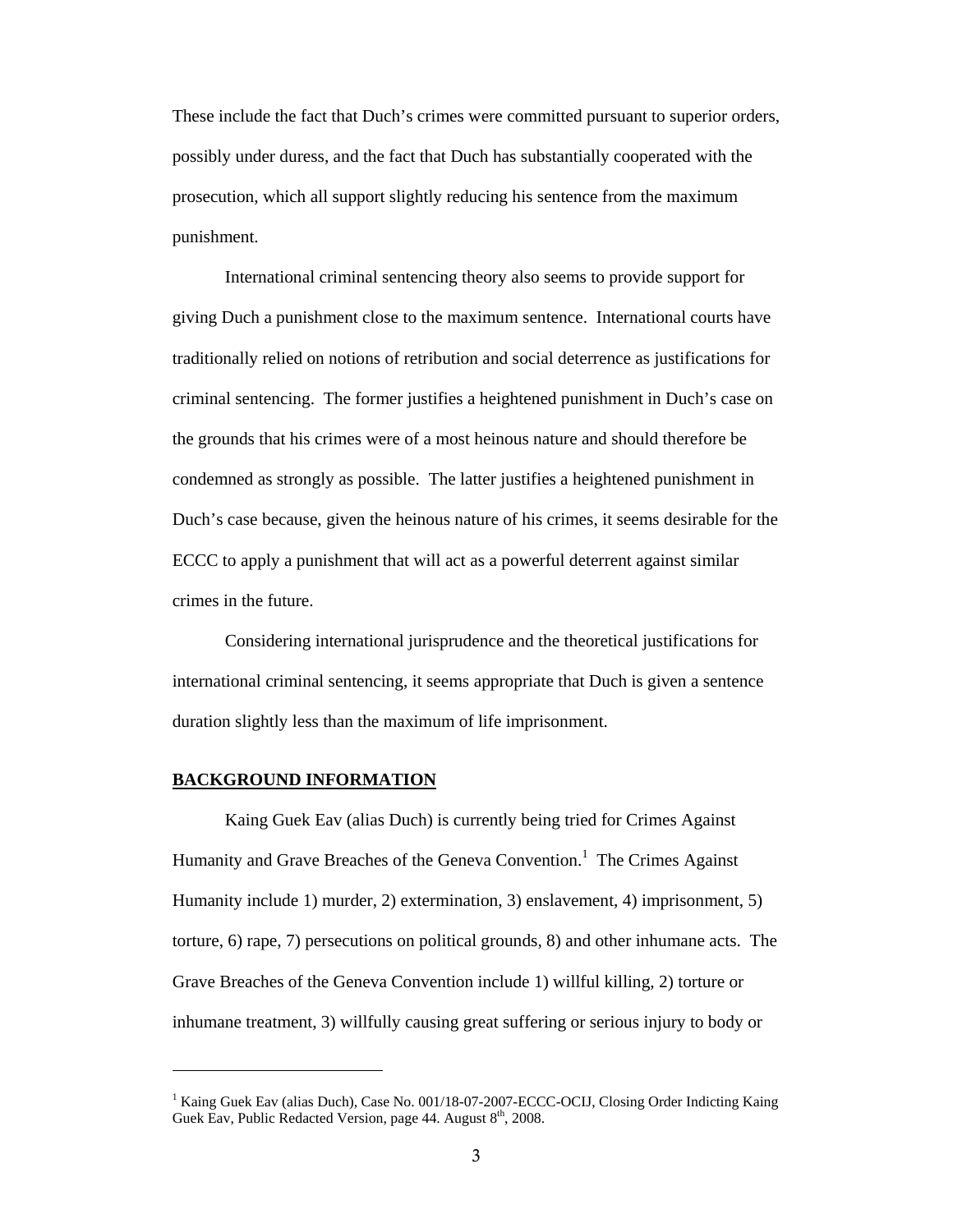These include the fact that Duch's crimes were committed pursuant to superior orders, possibly under duress, and the fact that Duch has substantially cooperated with the prosecution, which all support slightly reducing his sentence from the maximum punishment.

International criminal sentencing theory also seems to provide support for giving Duch a punishment close to the maximum sentence. International courts have traditionally relied on notions of retribution and social deterrence as justifications for criminal sentencing. The former justifies a heightened punishment in Duch's case on the grounds that his crimes were of a most heinous nature and should therefore be condemned as strongly as possible. The latter justifies a heightened punishment in Duch's case because, given the heinous nature of his crimes, it seems desirable for the ECCC to apply a punishment that will act as a powerful deterrent against similar crimes in the future.

Considering international jurisprudence and the theoretical justifications for international criminal sentencing, it seems appropriate that Duch is given a sentence duration slightly less than the maximum of life imprisonment.

## BACKGROUND INFORMATION

Kaing Guek Eav (alias Duch) is currently being tried for Crimes Against Humanity and Grave Breaches of the Geneva Convention.[1] The Crimes Against Humanity include 1) murder, 2) extermination, 3) enslavement, 4) imprisonment, 5) torture, 6) rape, 7) persecutions on political grounds, 8) and other inhumane acts. The Grave Breaches of the Geneva Convention include 1) willful killing, 2) torture or inhumane treatment, 3) willfully causing great suffering or serious injury to body or

---

[1] Kaing Guek Eav (alias Duch), Case No. 001/18-07-2007-ECCC-OCIJ, Closing Order Indicting Kaing Guek Eav, Public Redacted Version, page 44. August 8th, 2008.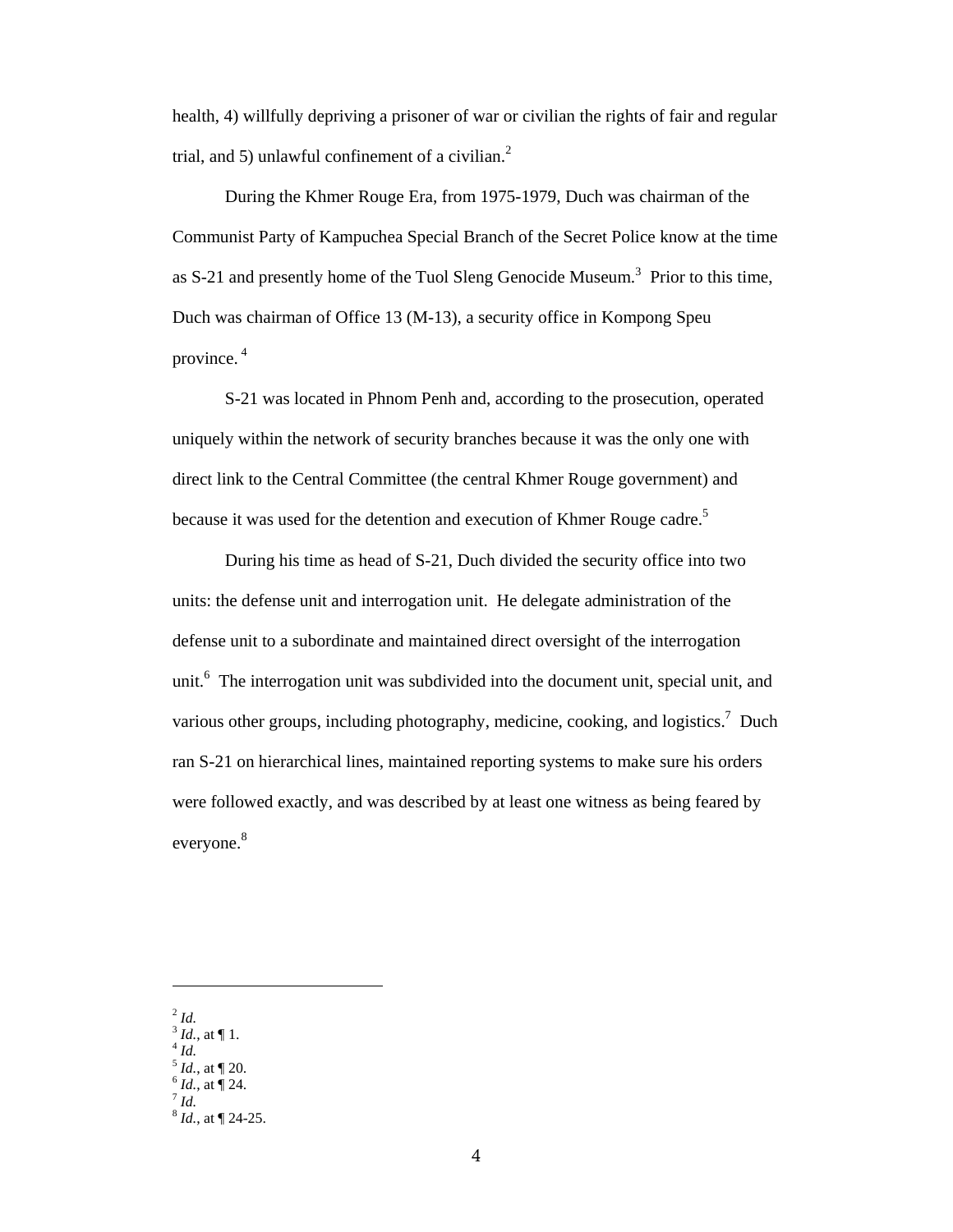health, 4) willfully depriving a prisoner of war or civilian the rights of fair and regular trial, and 5) unlawful confinement of a civilian.[2]

During the Khmer Rouge Era, from 1975-1979, Duch was chairman of the Communist Party of Kampuchea Special Branch of the Secret Police know at the time as S-21 and presently home of the Tuol Sleng Genocide Museum.[3] Prior to this time, Duch was chairman of Office 13 (M-13), a security office in Kompong Speu province.[4]

S-21 was located in Phnom Penh and, according to the prosecution, operated uniquely within the network of security branches because it was the only one with direct link to the Central Committee (the central Khmer Rouge government) and because it was used for the detention and execution of Khmer Rouge cadre.[5]

During his time as head of S-21, Duch divided the security office into two units: the defense unit and interrogation unit. He delegate administration of the defense unit to a subordinate and maintained direct oversight of the interrogation unit.[6] The interrogation unit was subdivided into the document unit, special unit, and various other groups, including photography, medicine, cooking, and logistics.[7] Duch ran S-21 on hierarchical lines, maintained reporting systems to make sure his orders were followed exactly, and was described by at least one witness as being feared by everyone.[8]

---

[2] *Id.*
[3] *Id.*, at ¶ 1.
[4] *Id.*
[5] *Id.*, at ¶ 20.
[6] *Id.*, at ¶ 24.
[7] *Id.*
[8] *Id.*, at ¶ 24-25.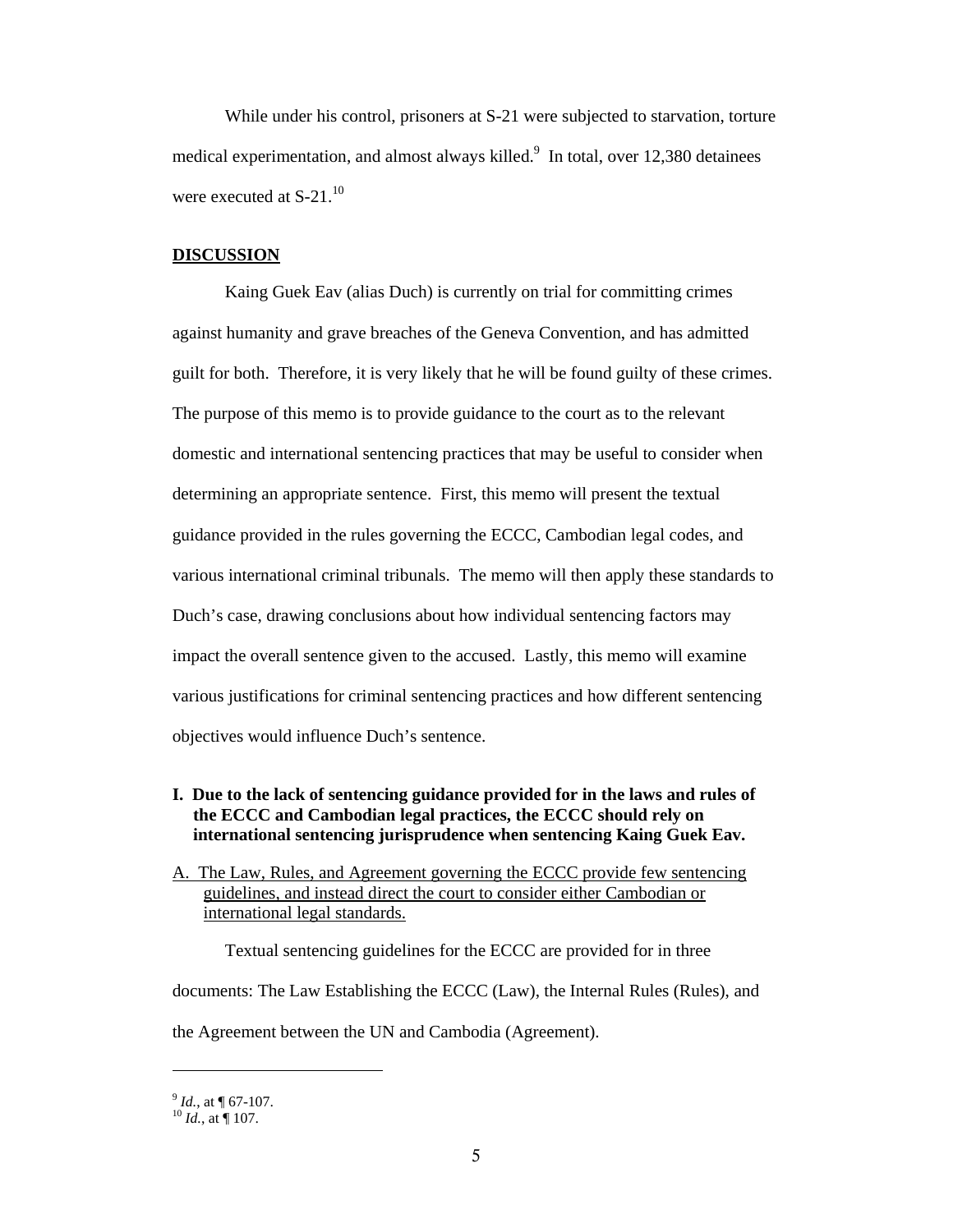While under his control, prisoners at S-21 were subjected to starvation, torture medical experimentation, and almost always killed.[9] In total, over 12,380 detainees were executed at S-21.[10]

## DISCUSSION

Kaing Guek Eav (alias Duch) is currently on trial for committing crimes against humanity and grave breaches of the Geneva Convention, and has admitted guilt for both. Therefore, it is very likely that he will be found guilty of these crimes. The purpose of this memo is to provide guidance to the court as to the relevant domestic and international sentencing practices that may be useful to consider when determining an appropriate sentence. First, this memo will present the textual guidance provided in the rules governing the ECCC, Cambodian legal codes, and various international criminal tribunals. The memo will then apply these standards to Duch's case, drawing conclusions about how individual sentencing factors may impact the overall sentence given to the accused. Lastly, this memo will examine various justifications for criminal sentencing practices and how different sentencing objectives would influence Duch's sentence.

### I. Due to the lack of sentencing guidance provided for in the laws and rules of the ECCC and Cambodian legal practices, the ECCC should rely on international sentencing jurisprudence when sentencing Kaing Guek Eav.

#### A. The Law, Rules, and Agreement governing the ECCC provide few sentencing guidelines, and instead direct the court to consider either Cambodian or international legal standards.

Textual sentencing guidelines for the ECCC are provided for in three documents: The Law Establishing the ECCC (Law), the Internal Rules (Rules), and the Agreement between the UN and Cambodia (Agreement).

---

[9] *Id.*, at ¶ 67-107.
[10] *Id.*, at ¶ 107.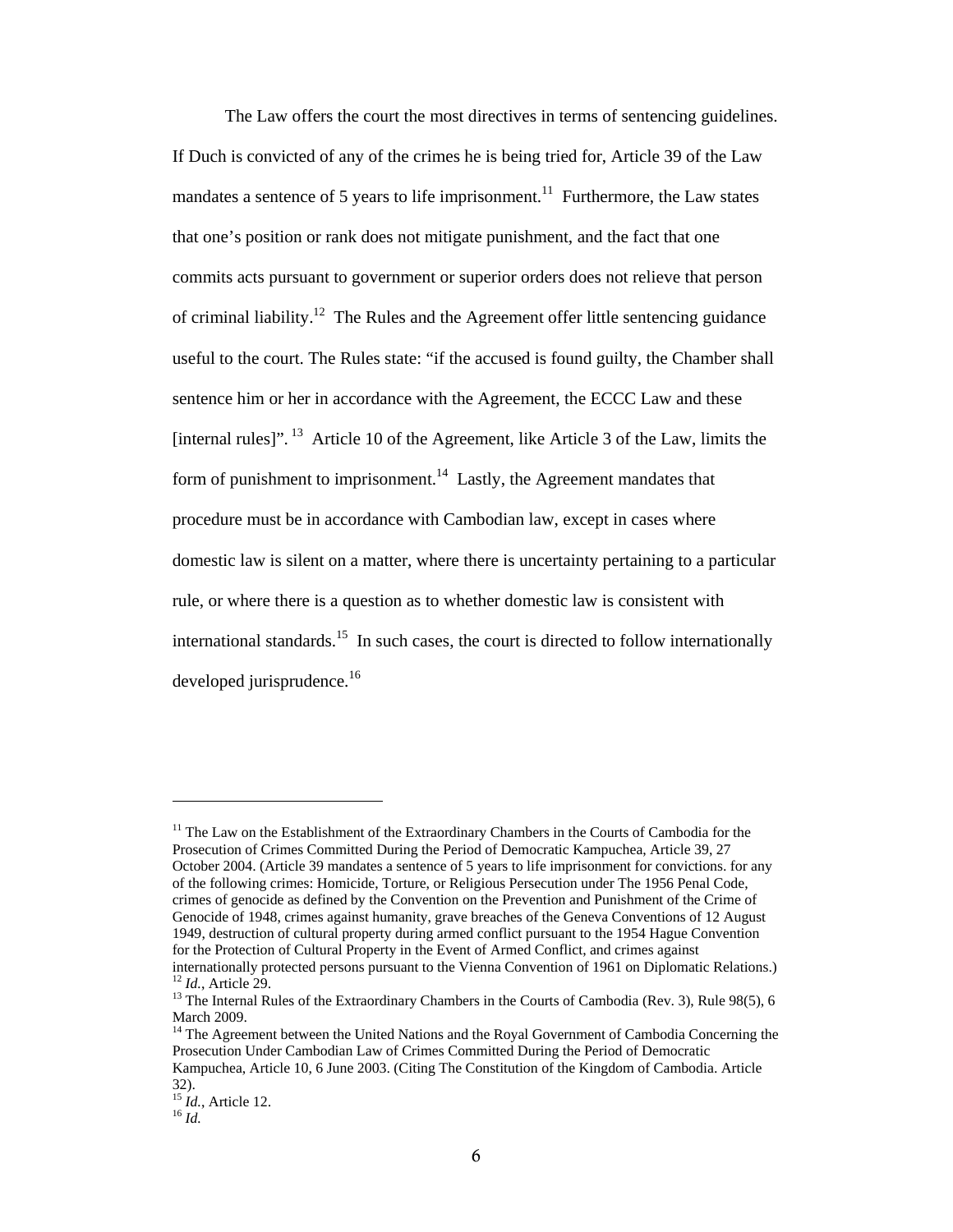The Law offers the court the most directives in terms of sentencing guidelines. If Duch is convicted of any of the crimes he is being tried for, Article 39 of the Law mandates a sentence of 5 years to life imprisonment.[11] Furthermore, the Law states that one's position or rank does not mitigate punishment, and the fact that one commits acts pursuant to government or superior orders does not relieve that person of criminal liability.[12] The Rules and the Agreement offer little sentencing guidance useful to the court. The Rules state: "if the accused is found guilty, the Chamber shall sentence him or her in accordance with the Agreement, the ECCC Law and these [internal rules]".[13] Article 10 of the Agreement, like Article 3 of the Law, limits the form of punishment to imprisonment.[14] Lastly, the Agreement mandates that procedure must be in accordance with Cambodian law, except in cases where domestic law is silent on a matter, where there is uncertainty pertaining to a particular rule, or where there is a question as to whether domestic law is consistent with international standards.[15] In such cases, the court is directed to follow internationally developed jurisprudence.[16]

---

[11] The Law on the Establishment of the Extraordinary Chambers in the Courts of Cambodia for the Prosecution of Crimes Committed During the Period of Democratic Kampuchea, Article 39, 27 October 2004. (Article 39 mandates a sentence of 5 years to life imprisonment for convictions. for any of the following crimes: Homicide, Torture, or Religious Persecution under The 1956 Penal Code, crimes of genocide as defined by the Convention on the Prevention and Punishment of the Crime of Genocide of 1948, crimes against humanity, grave breaches of the Geneva Conventions of 12 August 1949, destruction of cultural property during armed conflict pursuant to the 1954 Hague Convention for the Protection of Cultural Property in the Event of Armed Conflict, and crimes against internationally protected persons pursuant to the Vienna Convention of 1961 on Diplomatic Relations.)

[12] *Id.*, Article 29.

[13] The Internal Rules of the Extraordinary Chambers in the Courts of Cambodia (Rev. 3), Rule 98(5), 6 March 2009.

[14] The Agreement between the United Nations and the Royal Government of Cambodia Concerning the Prosecution Under Cambodian Law of Crimes Committed During the Period of Democratic Kampuchea, Article 10, 6 June 2003. (Citing The Constitution of the Kingdom of Cambodia. Article 32).

[15] *Id.*, Article 12.

[16] *Id.*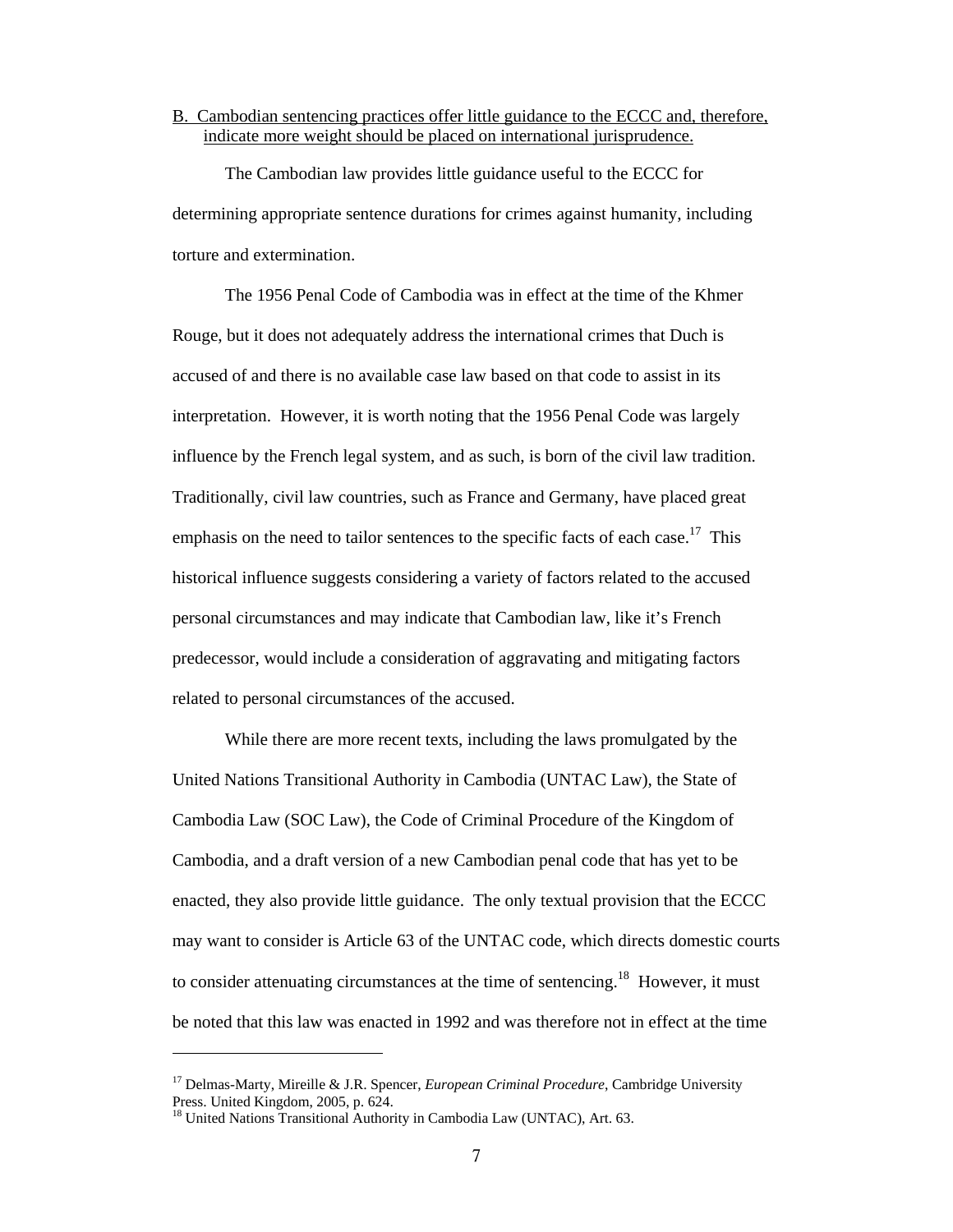B. Cambodian sentencing practices offer little guidance to the ECCC and, therefore, indicate more weight should be placed on international jurisprudence.

The Cambodian law provides little guidance useful to the ECCC for determining appropriate sentence durations for crimes against humanity, including torture and extermination.

The 1956 Penal Code of Cambodia was in effect at the time of the Khmer Rouge, but it does not adequately address the international crimes that Duch is accused of and there is no available case law based on that code to assist in its interpretation. However, it is worth noting that the 1956 Penal Code was largely influence by the French legal system, and as such, is born of the civil law tradition. Traditionally, civil law countries, such as France and Germany, have placed great emphasis on the need to tailor sentences to the specific facts of each case.[17] This historical influence suggests considering a variety of factors related to the accused personal circumstances and may indicate that Cambodian law, like it's French predecessor, would include a consideration of aggravating and mitigating factors related to personal circumstances of the accused.

While there are more recent texts, including the laws promulgated by the United Nations Transitional Authority in Cambodia (UNTAC Law), the State of Cambodia Law (SOC Law), the Code of Criminal Procedure of the Kingdom of Cambodia, and a draft version of a new Cambodian penal code that has yet to be enacted, they also provide little guidance. The only textual provision that the ECCC may want to consider is Article 63 of the UNTAC code, which directs domestic courts to consider attenuating circumstances at the time of sentencing.[18] However, it must be noted that this law was enacted in 1992 and was therefore not in effect at the time

[17] Delmas-Marty, Mireille & J.R. Spencer, *European Criminal Procedure*, Cambridge University Press. United Kingdom, 2005, p. 624.

[18] United Nations Transitional Authority in Cambodia Law (UNTAC), Art. 63.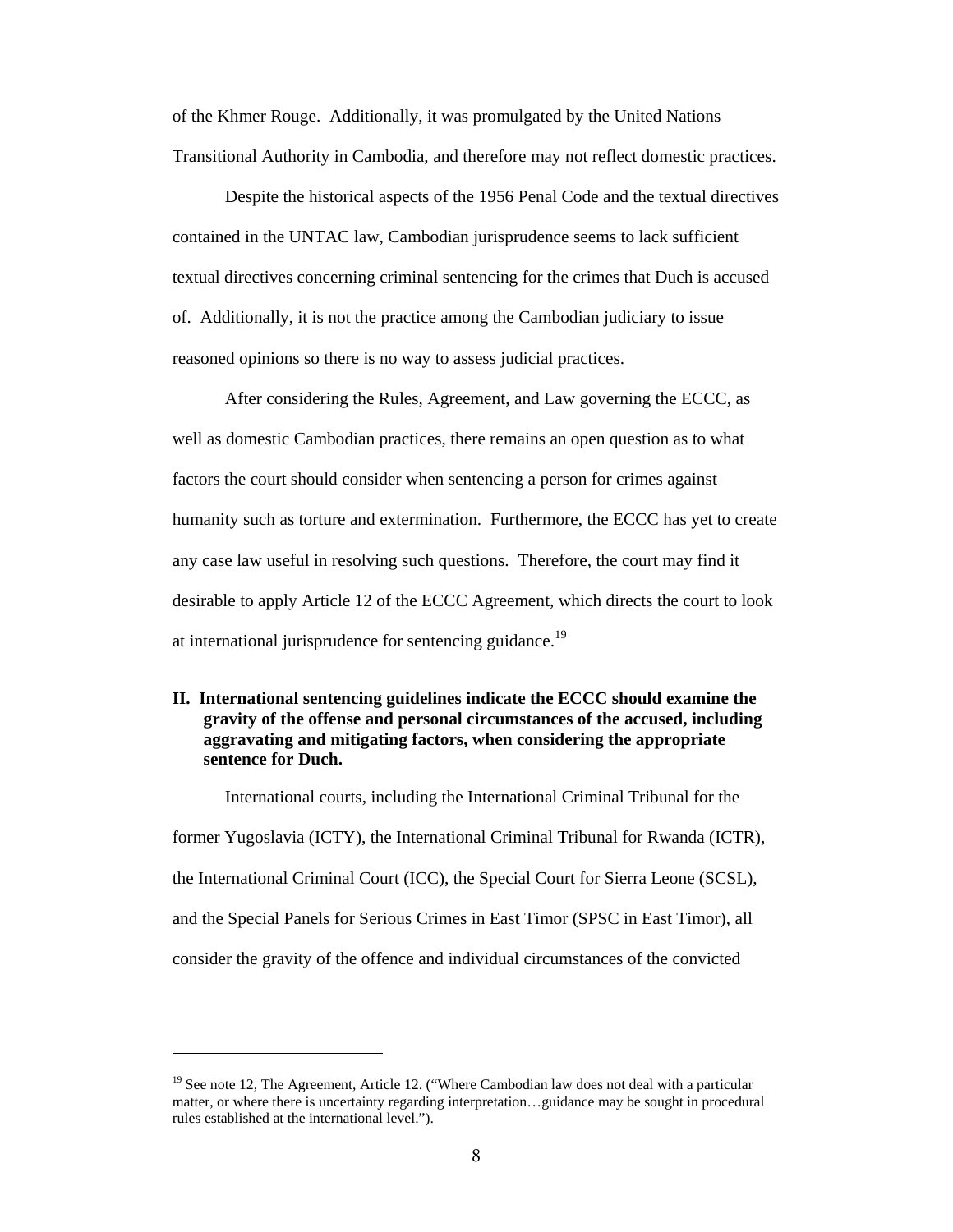of the Khmer Rouge. Additionally, it was promulgated by the United Nations Transitional Authority in Cambodia, and therefore may not reflect domestic practices.

Despite the historical aspects of the 1956 Penal Code and the textual directives contained in the UNTAC law, Cambodian jurisprudence seems to lack sufficient textual directives concerning criminal sentencing for the crimes that Duch is accused of. Additionally, it is not the practice among the Cambodian judiciary to issue reasoned opinions so there is no way to assess judicial practices.

After considering the Rules, Agreement, and Law governing the ECCC, as well as domestic Cambodian practices, there remains an open question as to what factors the court should consider when sentencing a person for crimes against humanity such as torture and extermination. Furthermore, the ECCC has yet to create any case law useful in resolving such questions. Therefore, the court may find it desirable to apply Article 12 of the ECCC Agreement, which directs the court to look at international jurisprudence for sentencing guidance.[19]

## II. International sentencing guidelines indicate the ECCC should examine the gravity of the offense and personal circumstances of the accused, including aggravating and mitigating factors, when considering the appropriate sentence for Duch.

International courts, including the International Criminal Tribunal for the former Yugoslavia (ICTY), the International Criminal Tribunal for Rwanda (ICTR), the International Criminal Court (ICC), the Special Court for Sierra Leone (SCSL), and the Special Panels for Serious Crimes in East Timor (SPSC in East Timor), all consider the gravity of the offence and individual circumstances of the convicted

---

[19] See note 12, The Agreement, Article 12. ("Where Cambodian law does not deal with a particular matter, or where there is uncertainty regarding interpretation…guidance may be sought in procedural rules established at the international level.").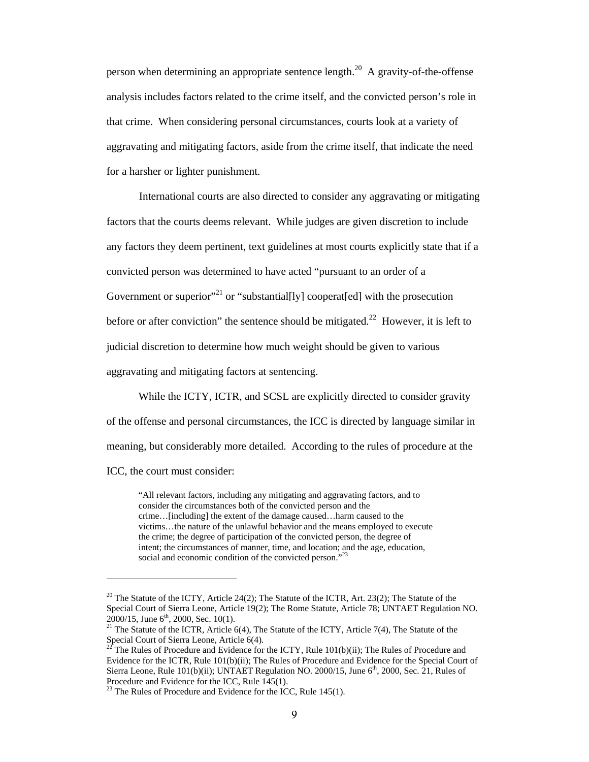person when determining an appropriate sentence length.[20] A gravity-of-the-offense analysis includes factors related to the crime itself, and the convicted person's role in that crime. When considering personal circumstances, courts look at a variety of aggravating and mitigating factors, aside from the crime itself, that indicate the need for a harsher or lighter punishment.

International courts are also directed to consider any aggravating or mitigating factors that the courts deems relevant. While judges are given discretion to include any factors they deem pertinent, text guidelines at most courts explicitly state that if a convicted person was determined to have acted "pursuant to an order of a Government or superior"[21] or "substantial[ly] cooperat[ed] with the prosecution before or after conviction" the sentence should be mitigated.[22] However, it is left to judicial discretion to determine how much weight should be given to various aggravating and mitigating factors at sentencing.

While the ICTY, ICTR, and SCSL are explicitly directed to consider gravity of the offense and personal circumstances, the ICC is directed by language similar in meaning, but considerably more detailed. According to the rules of procedure at the ICC, the court must consider:

> "All relevant factors, including any mitigating and aggravating factors, and to consider the circumstances both of the convicted person and the crime…[including] the extent of the damage caused…harm caused to the victims…the nature of the unlawful behavior and the means employed to execute the crime; the degree of participation of the convicted person, the degree of intent; the circumstances of manner, time, and location; and the age, education, social and economic condition of the convicted person."[23]

---

[20] The Statute of the ICTY, Article 24(2); The Statute of the ICTR, Art. 23(2); The Statute of the Special Court of Sierra Leone, Article 19(2); The Rome Statute, Article 78; UNTAET Regulation NO. 2000/15, June 6th, 2000, Sec. 10(1).

[21] The Statute of the ICTR, Article 6(4), The Statute of the ICTY, Article 7(4), The Statute of the Special Court of Sierra Leone, Article 6(4).

[22] The Rules of Procedure and Evidence for the ICTY, Rule 101(b)(ii); The Rules of Procedure and Evidence for the ICTR, Rule 101(b)(ii); The Rules of Procedure and Evidence for the Special Court of Sierra Leone, Rule 101(b)(ii); UNTAET Regulation NO. 2000/15, June 6th, 2000, Sec. 21, Rules of Procedure and Evidence for the ICC, Rule 145(1).

[23] The Rules of Procedure and Evidence for the ICC, Rule 145(1).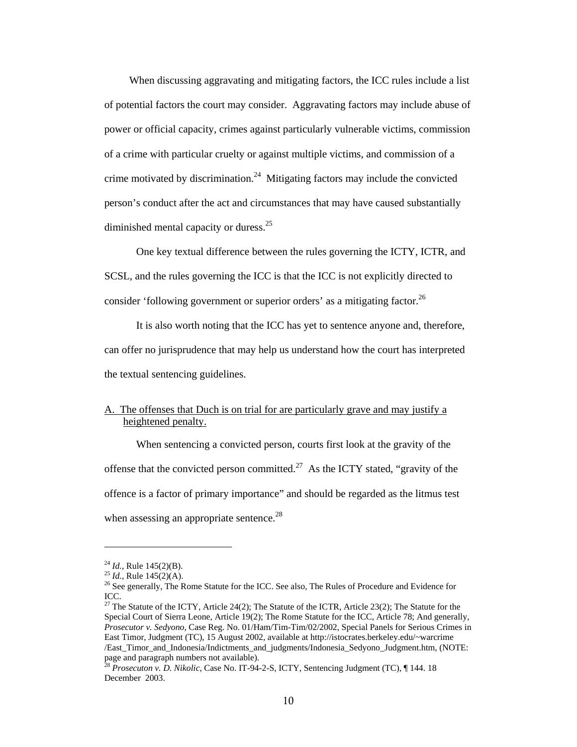When discussing aggravating and mitigating factors, the ICC rules include a list of potential factors the court may consider. Aggravating factors may include abuse of power or official capacity, crimes against particularly vulnerable victims, commission of a crime with particular cruelty or against multiple victims, and commission of a crime motivated by discrimination.[24] Mitigating factors may include the convicted person's conduct after the act and circumstances that may have caused substantially diminished mental capacity or duress.[25]

One key textual difference between the rules governing the ICTY, ICTR, and SCSL, and the rules governing the ICC is that the ICC is not explicitly directed to consider 'following government or superior orders' as a mitigating factor.[26]

It is also worth noting that the ICC has yet to sentence anyone and, therefore, can offer no jurisprudence that may help us understand how the court has interpreted the textual sentencing guidelines.

<u>A. The offenses that Duch is on trial for are particularly grave and may justify a heightened penalty.</u>

When sentencing a convicted person, courts first look at the gravity of the offense that the convicted person committed.[27] As the ICTY stated, "gravity of the offence is a factor of primary importance" and should be regarded as the litmus test when assessing an appropriate sentence.[28]

---

[24] *Id.*, Rule 145(2)(B).

[25] *Id.*, Rule 145(2)(A).

[26] See generally, The Rome Statute for the ICC. See also, The Rules of Procedure and Evidence for ICC.

[27] The Statute of the ICTY, Article 24(2); The Statute of the ICTR, Article 23(2); The Statute for the Special Court of Sierra Leone, Article 19(2); The Rome Statute for the ICC, Article 78; And generally, *Prosecutor v. Sedyono*, Case Reg. No. 01/Ham/Tim-Tim/02/2002, Special Panels for Serious Crimes in East Timor, Judgment (TC), 15 August 2002, available at http://istocrates.berkeley.edu/~warcrime /East_Timor_and_Indonesia/Indictments_and_judgments/Indonesia_Sedyono_Judgment.htm, (NOTE: page and paragraph numbers not available).

[28] *Prosecuton v. D. Nikolic*, Case No. IT-94-2-S, ICTY, Sentencing Judgment (TC), ¶ 144. 18 December 2003.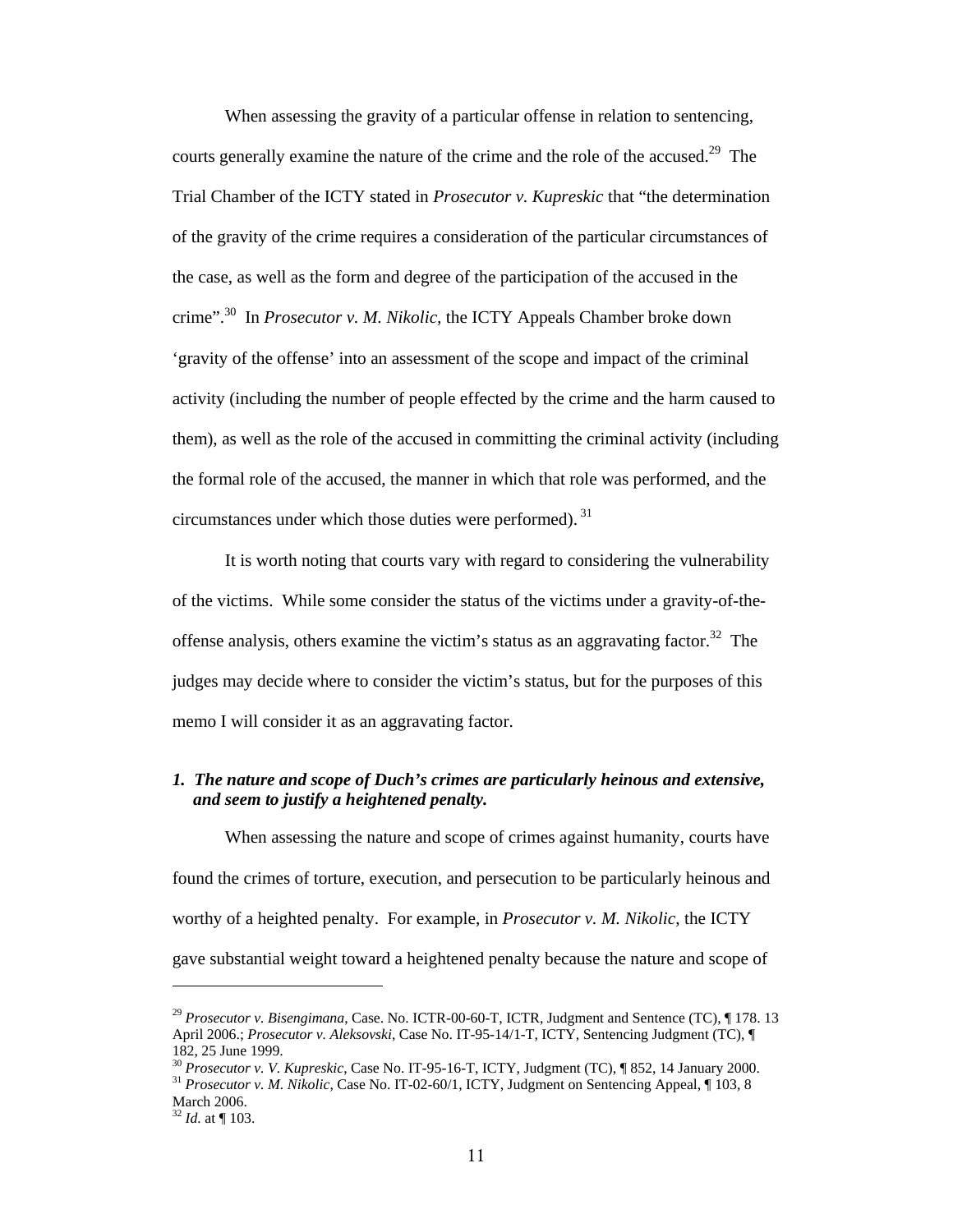When assessing the gravity of a particular offense in relation to sentencing, courts generally examine the nature of the crime and the role of the accused.[29] The Trial Chamber of the ICTY stated in *Prosecutor v. Kupreskic* that "the determination of the gravity of the crime requires a consideration of the particular circumstances of the case, as well as the form and degree of the participation of the accused in the crime".[30] In *Prosecutor v. M. Nikolic,* the ICTY Appeals Chamber broke down 'gravity of the offense' into an assessment of the scope and impact of the criminal activity (including the number of people effected by the crime and the harm caused to them), as well as the role of the accused in committing the criminal activity (including the formal role of the accused, the manner in which that role was performed, and the circumstances under which those duties were performed). [31]

It is worth noting that courts vary with regard to considering the vulnerability of the victims. While some consider the status of the victims under a gravity-of-the-offense analysis, others examine the victim's status as an aggravating factor.[32] The judges may decide where to consider the victim's status, but for the purposes of this memo I will consider it as an aggravating factor.

### *1. The nature and scope of Duch's crimes are particularly heinous and extensive, and seem to justify a heightened penalty.*

When assessing the nature and scope of crimes against humanity, courts have found the crimes of torture, execution, and persecution to be particularly heinous and worthy of a heighted penalty. For example, in *Prosecutor v. M. Nikolic*, the ICTY gave substantial weight toward a heightened penalty because the nature and scope of

---

[29] *Prosecutor v. Bisengimana*, Case. No. ICTR-00-60-T, ICTR, Judgment and Sentence (TC), ¶ 178. 13 April 2006.; *Prosecutor v. Aleksovski*, Case No. IT-95-14/1-T, ICTY, Sentencing Judgment (TC), ¶ 182, 25 June 1999.

[30] *Prosecutor v. V. Kupreskic*, Case No. IT-95-16-T, ICTY, Judgment (TC), ¶ 852, 14 January 2000.

[31] *Prosecutor v. M. Nikolic*, Case No. IT-02-60/1, ICTY, Judgment on Sentencing Appeal, ¶ 103, 8 March 2006.

[32] *Id.* at ¶ 103.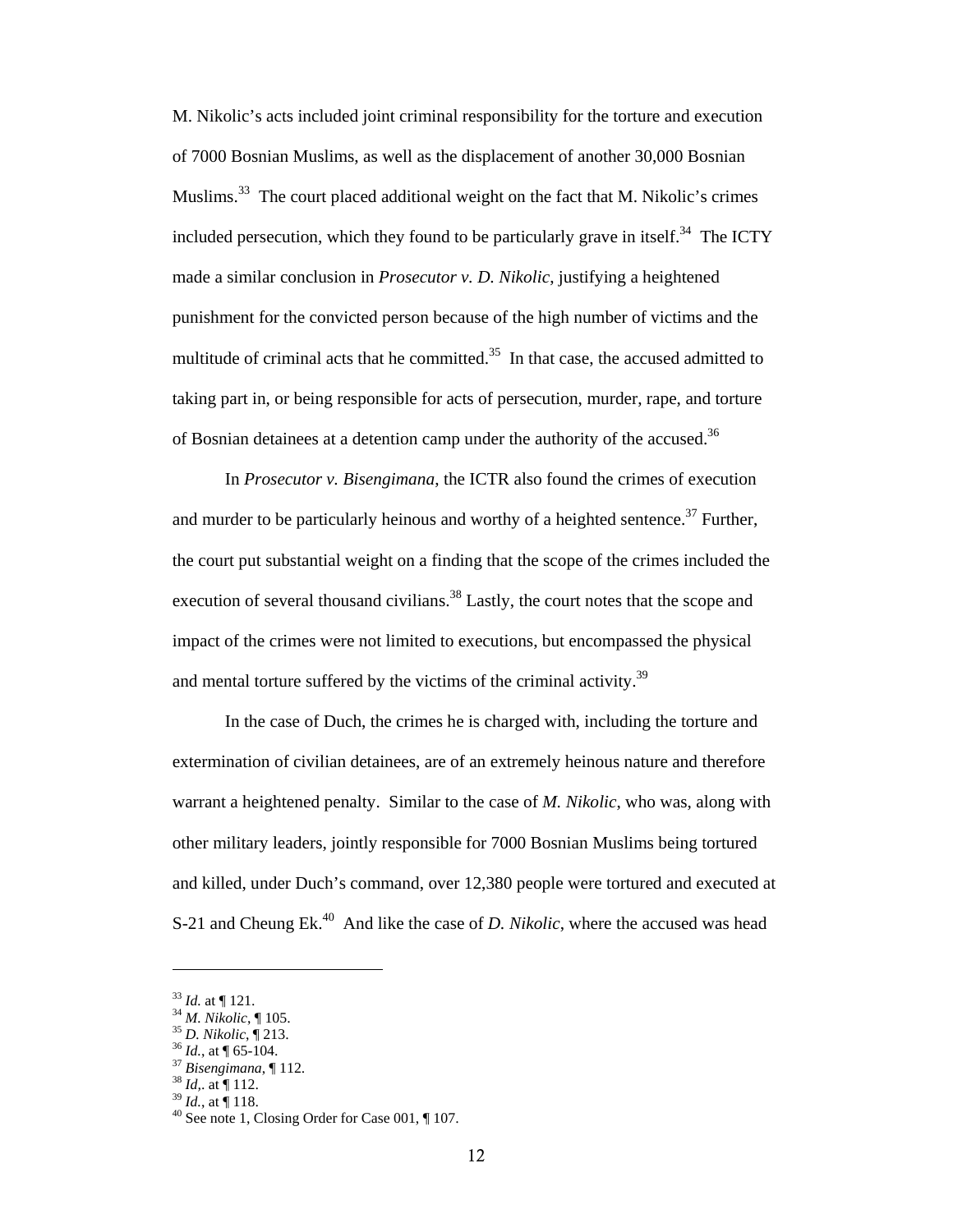M. Nikolic's acts included joint criminal responsibility for the torture and execution of 7000 Bosnian Muslims, as well as the displacement of another 30,000 Bosnian Muslims.[33] The court placed additional weight on the fact that M. Nikolic's crimes included persecution, which they found to be particularly grave in itself.[34] The ICTY made a similar conclusion in *Prosecutor v. D. Nikolic*, justifying a heightened punishment for the convicted person because of the high number of victims and the multitude of criminal acts that he committed.[35] In that case, the accused admitted to taking part in, or being responsible for acts of persecution, murder, rape, and torture of Bosnian detainees at a detention camp under the authority of the accused.[36]

In *Prosecutor v. Bisengimana*, the ICTR also found the crimes of execution and murder to be particularly heinous and worthy of a heighted sentence.[37] Further, the court put substantial weight on a finding that the scope of the crimes included the execution of several thousand civilians.[38] Lastly, the court notes that the scope and impact of the crimes were not limited to executions, but encompassed the physical and mental torture suffered by the victims of the criminal activity.[39]

In the case of Duch, the crimes he is charged with, including the torture and extermination of civilian detainees, are of an extremely heinous nature and therefore warrant a heightened penalty. Similar to the case of *M. Nikolic*, who was, along with other military leaders, jointly responsible for 7000 Bosnian Muslims being tortured and killed, under Duch's command, over 12,380 people were tortured and executed at S-21 and Cheung Ek.[40] And like the case of *D. Nikolic*, where the accused was head

---

[33] *Id.* at ¶ 121.
[34] *M. Nikolic*, ¶ 105.
[35] *D. Nikolic*, ¶ 213.
[36] *Id.*, at ¶ 65-104.
[37] *Bisengimana*, ¶ 112.
[38] *Id*,. at ¶ 112.
[39] *Id.*, at ¶ 118.
[40] See note 1, Closing Order for Case 001, ¶ 107.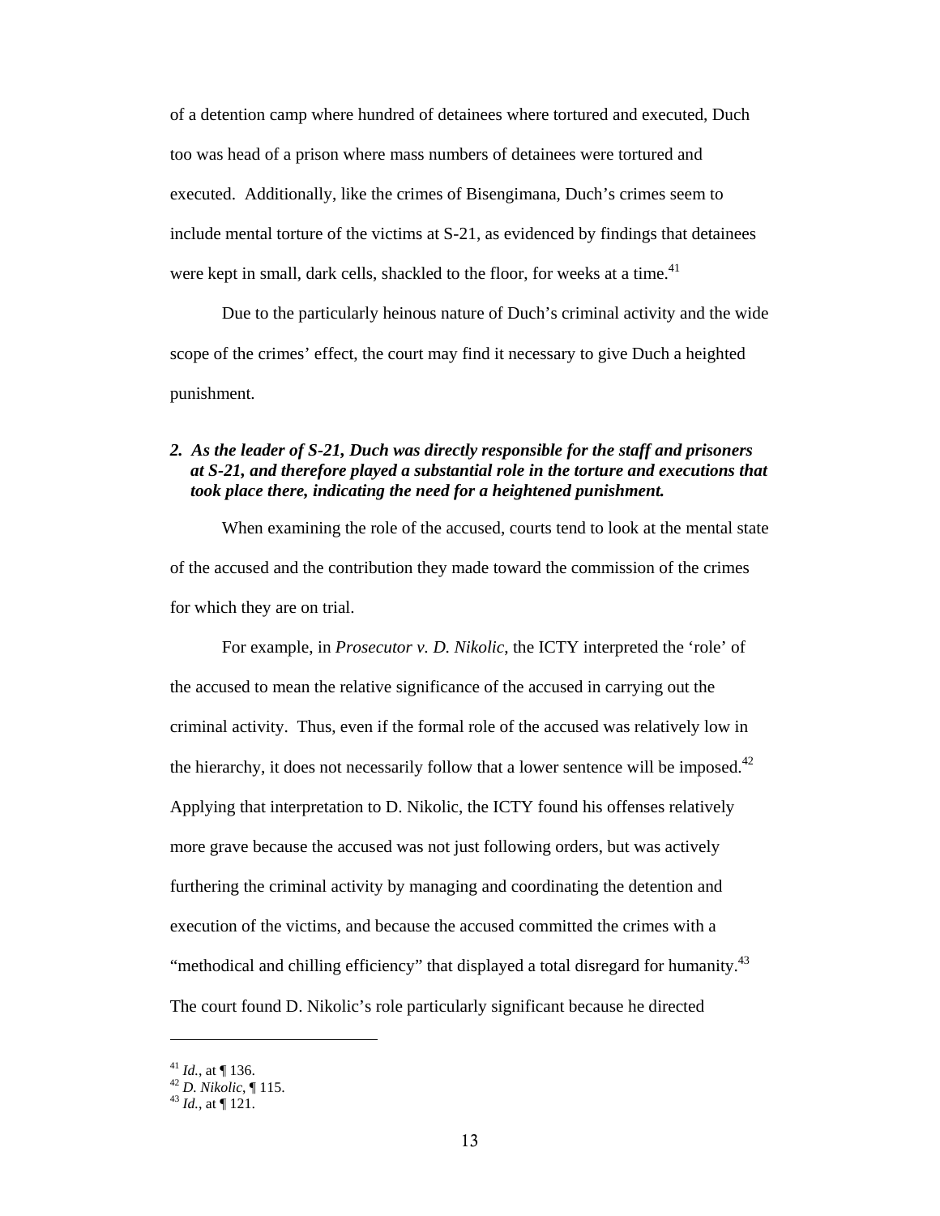of a detention camp where hundred of detainees where tortured and executed, Duch too was head of a prison where mass numbers of detainees were tortured and executed. Additionally, like the crimes of Bisengimana, Duch's crimes seem to include mental torture of the victims at S-21, as evidenced by findings that detainees were kept in small, dark cells, shackled to the floor, for weeks at a time.[41]

Due to the particularly heinous nature of Duch's criminal activity and the wide scope of the crimes' effect, the court may find it necessary to give Duch a heighted punishment.

***2. As the leader of S-21, Duch was directly responsible for the staff and prisoners at S-21, and therefore played a substantial role in the torture and executions that took place there, indicating the need for a heightened punishment.***

When examining the role of the accused, courts tend to look at the mental state of the accused and the contribution they made toward the commission of the crimes for which they are on trial.

For example, in *Prosecutor v. D. Nikolic*, the ICTY interpreted the 'role' of the accused to mean the relative significance of the accused in carrying out the criminal activity. Thus, even if the formal role of the accused was relatively low in the hierarchy, it does not necessarily follow that a lower sentence will be imposed.[42] Applying that interpretation to D. Nikolic, the ICTY found his offenses relatively more grave because the accused was not just following orders, but was actively furthering the criminal activity by managing and coordinating the detention and execution of the victims, and because the accused committed the crimes with a "methodical and chilling efficiency" that displayed a total disregard for humanity.[43] The court found D. Nikolic's role particularly significant because he directed

---

[41] *Id.*, at ¶ 136.
[42] *D. Nikolic*, ¶ 115.
[43] *Id.*, at ¶ 121.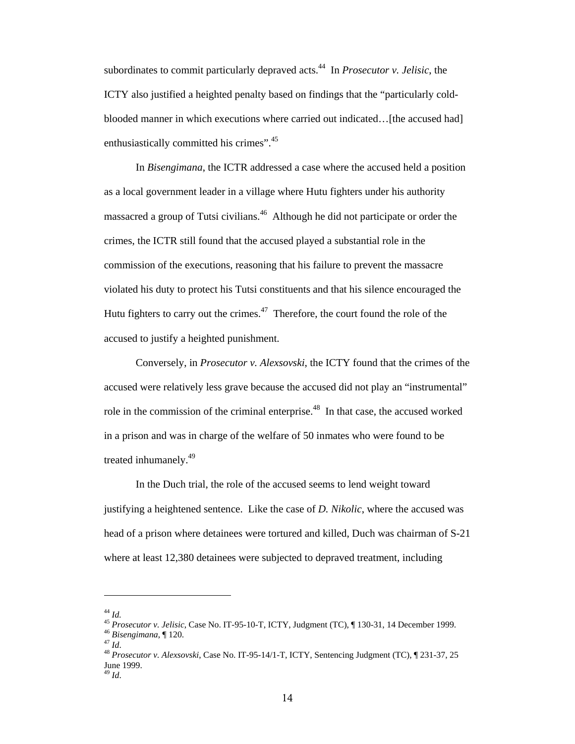subordinates to commit particularly depraved acts.[44] In *Prosecutor v. Jelisic*, the ICTY also justified a heighted penalty based on findings that the "particularly cold-blooded manner in which executions where carried out indicated…[the accused had] enthusiastically committed his crimes".[45]

In *Bisengimana*, the ICTR addressed a case where the accused held a position as a local government leader in a village where Hutu fighters under his authority massacred a group of Tutsi civilians.[46] Although he did not participate or order the crimes, the ICTR still found that the accused played a substantial role in the commission of the executions, reasoning that his failure to prevent the massacre violated his duty to protect his Tutsi constituents and that his silence encouraged the Hutu fighters to carry out the crimes.[47] Therefore, the court found the role of the accused to justify a heighted punishment.

Conversely, in *Prosecutor v. Alexsovski*, the ICTY found that the crimes of the accused were relatively less grave because the accused did not play an "instrumental" role in the commission of the criminal enterprise.[48] In that case, the accused worked in a prison and was in charge of the welfare of 50 inmates who were found to be treated inhumanely.[49]

In the Duch trial, the role of the accused seems to lend weight toward justifying a heightened sentence. Like the case of *D. Nikolic*, where the accused was head of a prison where detainees were tortured and killed, Duch was chairman of S-21 where at least 12,380 detainees were subjected to depraved treatment, including

---

[44] *Id.*

[45] *Prosecutor v. Jelisic*, Case No. IT-95-10-T, ICTY, Judgment (TC), ¶ 130-31, 14 December 1999.

[46] *Bisengimana*, ¶ 120.

[47] *Id*.

[48] *Prosecutor v. Alexsovski*, Case No. IT-95-14/1-T, ICTY, Sentencing Judgment (TC), ¶ 231-37, 25 June 1999.

[49] *Id*.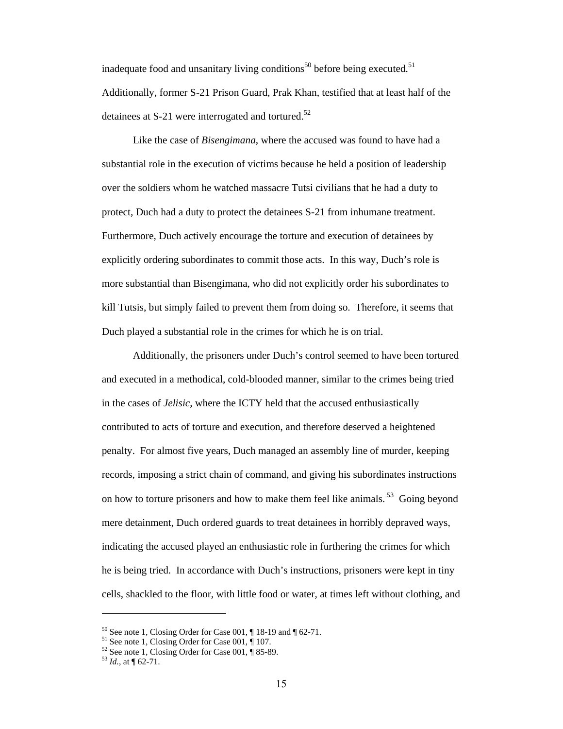inadequate food and unsanitary living conditions[50] before being executed.[51] Additionally, former S-21 Prison Guard, Prak Khan, testified that at least half of the detainees at S-21 were interrogated and tortured.[52]

Like the case of *Bisengimana*, where the accused was found to have had a substantial role in the execution of victims because he held a position of leadership over the soldiers whom he watched massacre Tutsi civilians that he had a duty to protect, Duch had a duty to protect the detainees S-21 from inhumane treatment. Furthermore, Duch actively encourage the torture and execution of detainees by explicitly ordering subordinates to commit those acts. In this way, Duch's role is more substantial than Bisengimana, who did not explicitly order his subordinates to kill Tutsis, but simply failed to prevent them from doing so. Therefore, it seems that Duch played a substantial role in the crimes for which he is on trial.

Additionally, the prisoners under Duch's control seemed to have been tortured and executed in a methodical, cold-blooded manner, similar to the crimes being tried in the cases of *Jelisic*, where the ICTY held that the accused enthusiastically contributed to acts of torture and execution, and therefore deserved a heightened penalty. For almost five years, Duch managed an assembly line of murder, keeping records, imposing a strict chain of command, and giving his subordinates instructions on how to torture prisoners and how to make them feel like animals.[53] Going beyond mere detainment, Duch ordered guards to treat detainees in horribly depraved ways, indicating the accused played an enthusiastic role in furthering the crimes for which he is being tried. In accordance with Duch's instructions, prisoners were kept in tiny cells, shackled to the floor, with little food or water, at times left without clothing, and

---

[50] See note 1, Closing Order for Case 001, ¶ 18-19 and ¶ 62-71.
[51] See note 1, Closing Order for Case 001, ¶ 107.
[52] See note 1, Closing Order for Case 001, ¶ 85-89.
[53] *Id.*, at ¶ 62-71.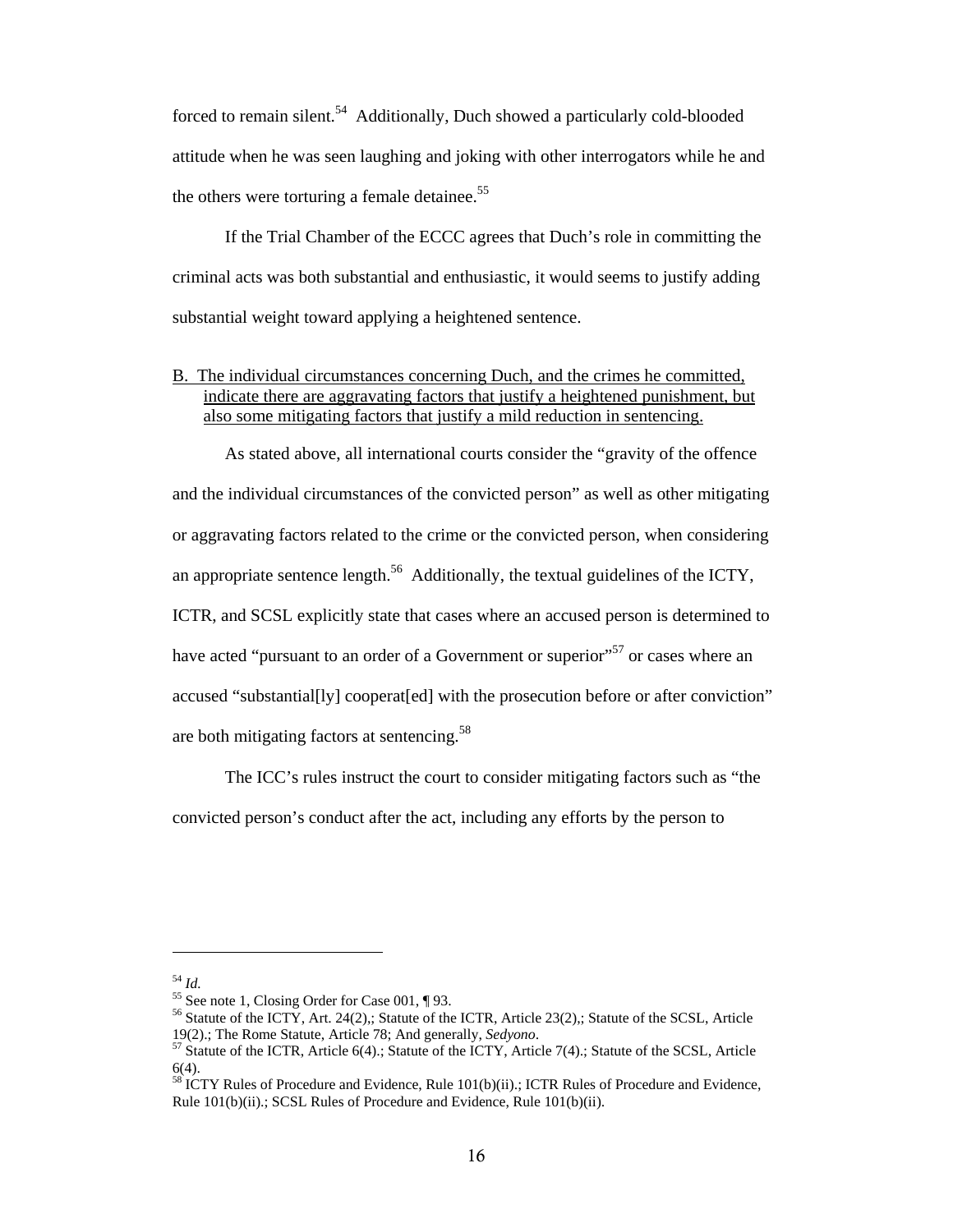forced to remain silent.[54] Additionally, Duch showed a particularly cold-blooded attitude when he was seen laughing and joking with other interrogators while he and the others were torturing a female detainee.[55]

If the Trial Chamber of the ECCC agrees that Duch's role in committing the criminal acts was both substantial and enthusiastic, it would seems to justify adding substantial weight toward applying a heightened sentence.

B. <u>The individual circumstances concerning Duch, and the crimes he committed, indicate there are aggravating factors that justify a heightened punishment, but also some mitigating factors that justify a mild reduction in sentencing.</u>

As stated above, all international courts consider the "gravity of the offence and the individual circumstances of the convicted person" as well as other mitigating or aggravating factors related to the crime or the convicted person, when considering an appropriate sentence length.[56] Additionally, the textual guidelines of the ICTY, ICTR, and SCSL explicitly state that cases where an accused person is determined to have acted "pursuant to an order of a Government or superior"[57] or cases where an accused "substantial[ly] cooperat[ed] with the prosecution before or after conviction" are both mitigating factors at sentencing.[58]

The ICC's rules instruct the court to consider mitigating factors such as "the convicted person's conduct after the act, including any efforts by the person to

---

[54] *Id.*
[55] See note 1, Closing Order for Case 001, ¶ 93.
[56] Statute of the ICTY, Art. 24(2),; Statute of the ICTR, Article 23(2),; Statute of the SCSL, Article 19(2).; The Rome Statute, Article 78; And generally, *Sedyono*.
[57] Statute of the ICTR, Article 6(4).; Statute of the ICTY, Article 7(4).; Statute of the SCSL, Article 6(4).
[58] ICTY Rules of Procedure and Evidence, Rule 101(b)(ii).; ICTR Rules of Procedure and Evidence, Rule 101(b)(ii).; SCSL Rules of Procedure and Evidence, Rule 101(b)(ii).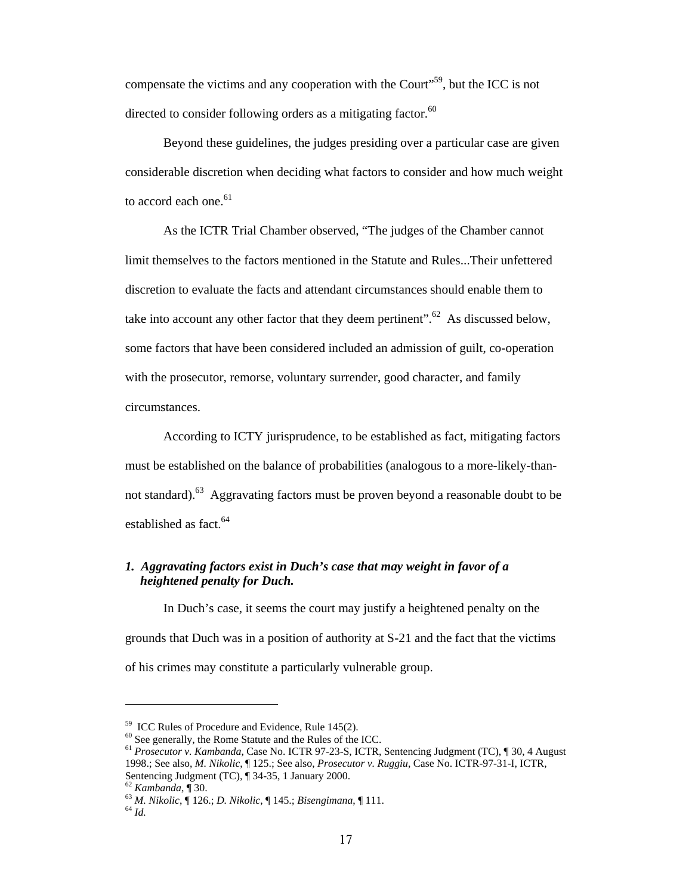compensate the victims and any cooperation with the Court"[59], but the ICC is not directed to consider following orders as a mitigating factor.[60]

Beyond these guidelines, the judges presiding over a particular case are given considerable discretion when deciding what factors to consider and how much weight to accord each one.[61]

As the ICTR Trial Chamber observed, "The judges of the Chamber cannot limit themselves to the factors mentioned in the Statute and Rules...Their unfettered discretion to evaluate the facts and attendant circumstances should enable them to take into account any other factor that they deem pertinent".[62] As discussed below, some factors that have been considered included an admission of guilt, co-operation with the prosecutor, remorse, voluntary surrender, good character, and family circumstances.

According to ICTY jurisprudence, to be established as fact, mitigating factors must be established on the balance of probabilities (analogous to a more-likely-than-not standard).[63] Aggravating factors must be proven beyond a reasonable doubt to be established as fact.[64]

### *1. Aggravating factors exist in Duch's case that may weight in favor of a heightened penalty for Duch.*

In Duch's case, it seems the court may justify a heightened penalty on the grounds that Duch was in a position of authority at S-21 and the fact that the victims of his crimes may constitute a particularly vulnerable group.

---

[59] ICC Rules of Procedure and Evidence, Rule 145(2).

[60] See generally, the Rome Statute and the Rules of the ICC.

[61] *Prosecutor v. Kambanda*, Case No. ICTR 97-23-S, ICTR, Sentencing Judgment (TC), ¶ 30, 4 August 1998.; See also, *M. Nikolic*, ¶ 125.; See also, *Prosecutor v. Ruggiu*, Case No. ICTR-97-31-I, ICTR, Sentencing Judgment (TC), ¶ 34-35, 1 January 2000.

[62] *Kambanda*, ¶ 30.

[63] *M. Nikolic*, ¶ 126.; *D. Nikolic*, ¶ 145.; *Bisengimana*, ¶ 111.

[64] *Id.*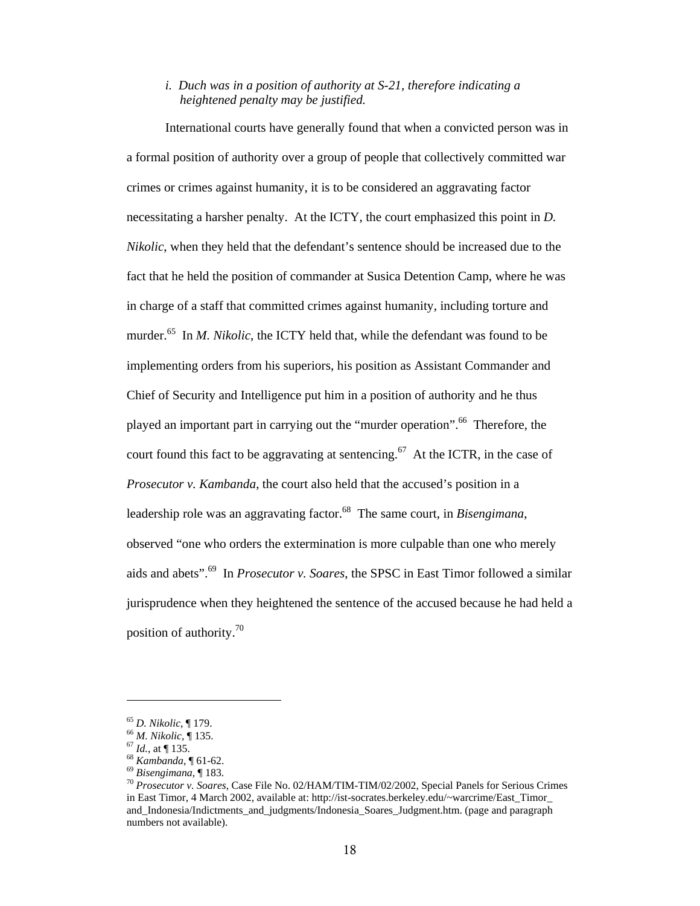*i. Duch was in a position of authority at S-21, therefore indicating a heightened penalty may be justified.*

International courts have generally found that when a convicted person was in a formal position of authority over a group of people that collectively committed war crimes or crimes against humanity, it is to be considered an aggravating factor necessitating a harsher penalty. At the ICTY, the court emphasized this point in *D. Nikolic*, when they held that the defendant's sentence should be increased due to the fact that he held the position of commander at Susica Detention Camp, where he was in charge of a staff that committed crimes against humanity, including torture and murder.[65] In *M. Nikolic*, the ICTY held that, while the defendant was found to be implementing orders from his superiors, his position as Assistant Commander and Chief of Security and Intelligence put him in a position of authority and he thus played an important part in carrying out the "murder operation".[66] Therefore, the court found this fact to be aggravating at sentencing.[67] At the ICTR, in the case of *Prosecutor v. Kambanda*, the court also held that the accused's position in a leadership role was an aggravating factor.[68] The same court, in *Bisengimana*, observed "one who orders the extermination is more culpable than one who merely aids and abets".[69] In *Prosecutor v. Soares*, the SPSC in East Timor followed a similar jurisprudence when they heightened the sentence of the accused because he had held a position of authority.[70]

---

[65] *D. Nikolic*, ¶ 179.
[66] *M. Nikolic*, ¶ 135.
[67] *Id.*, at ¶ 135.
[68] *Kambanda*, ¶ 61-62.
[69] *Bisengimana*, ¶ 183.
[70] *Prosecutor v. Soares*, Case File No. 02/HAM/TIM-TIM/02/2002, Special Panels for Serious Crimes in East Timor, 4 March 2002, available at: http://ist-socrates.berkeley.edu/~warcrime/East_Timor_and_Indonesia/Indictments_and_judgments/Indonesia_Soares_Judgment.htm. (page and paragraph numbers not available).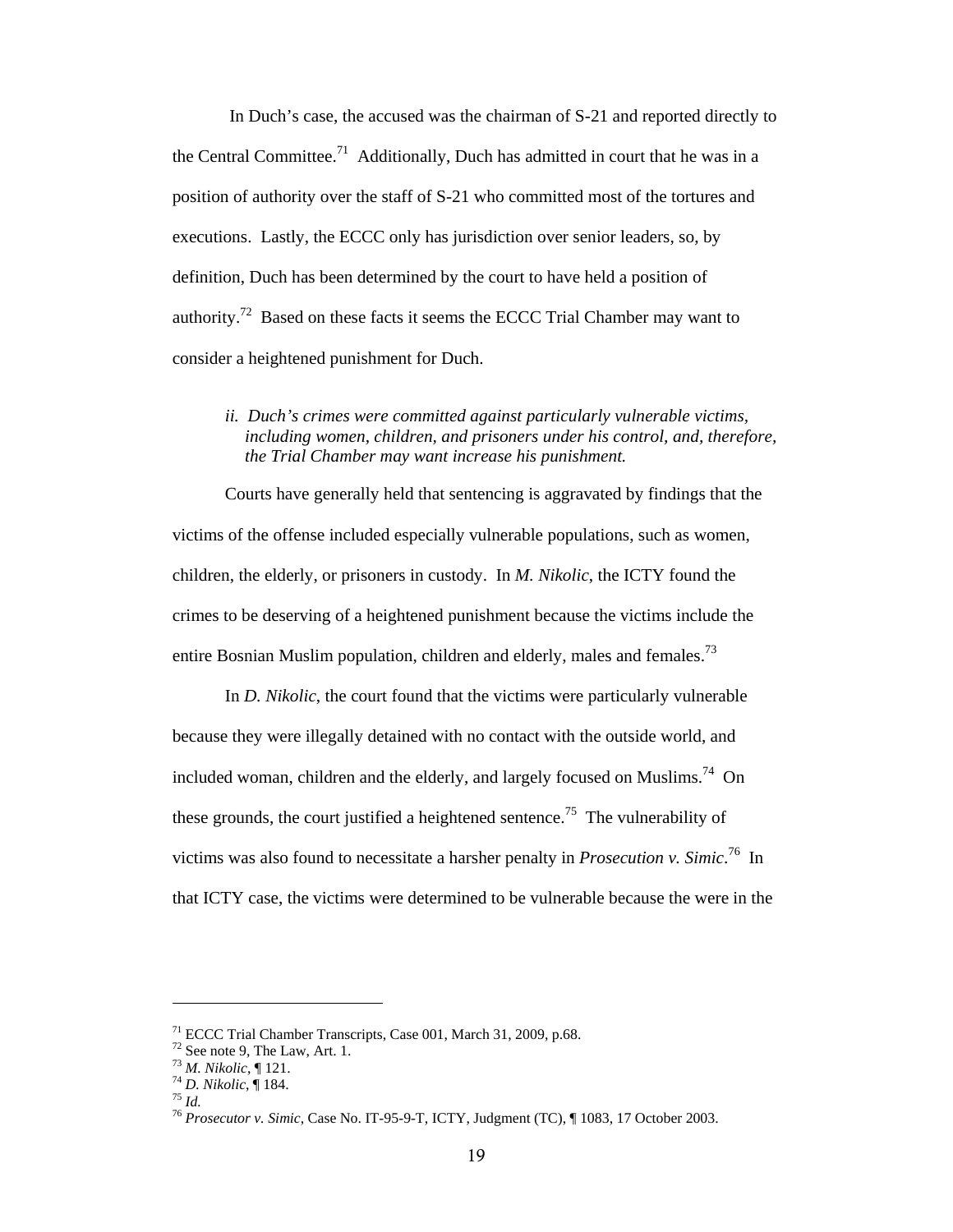In Duch's case, the accused was the chairman of S-21 and reported directly to the Central Committee.[71] Additionally, Duch has admitted in court that he was in a position of authority over the staff of S-21 who committed most of the tortures and executions. Lastly, the ECCC only has jurisdiction over senior leaders, so, by definition, Duch has been determined by the court to have held a position of authority.[72] Based on these facts it seems the ECCC Trial Chamber may want to consider a heightened punishment for Duch.

*ii. Duch's crimes were committed against particularly vulnerable victims, including women, children, and prisoners under his control, and, therefore, the Trial Chamber may want increase his punishment.*

Courts have generally held that sentencing is aggravated by findings that the victims of the offense included especially vulnerable populations, such as women, children, the elderly, or prisoners in custody. In *M. Nikolic*, the ICTY found the crimes to be deserving of a heightened punishment because the victims include the entire Bosnian Muslim population, children and elderly, males and females.[73]

In *D. Nikolic*, the court found that the victims were particularly vulnerable because they were illegally detained with no contact with the outside world, and included woman, children and the elderly, and largely focused on Muslims.[74] On these grounds, the court justified a heightened sentence.[75] The vulnerability of victims was also found to necessitate a harsher penalty in *Prosecution v. Simic*.[76] In that ICTY case, the victims were determined to be vulnerable because the were in the

---

[71] ECCC Trial Chamber Transcripts, Case 001, March 31, 2009, p.68.
[72] See note 9, The Law, Art. 1.
[73] *M. Nikolic*, ¶ 121.
[74] *D. Nikolic*, ¶ 184.
[75] *Id.*
[76] *Prosecutor v. Simic*, Case No. IT-95-9-T, ICTY, Judgment (TC), ¶ 1083, 17 October 2003.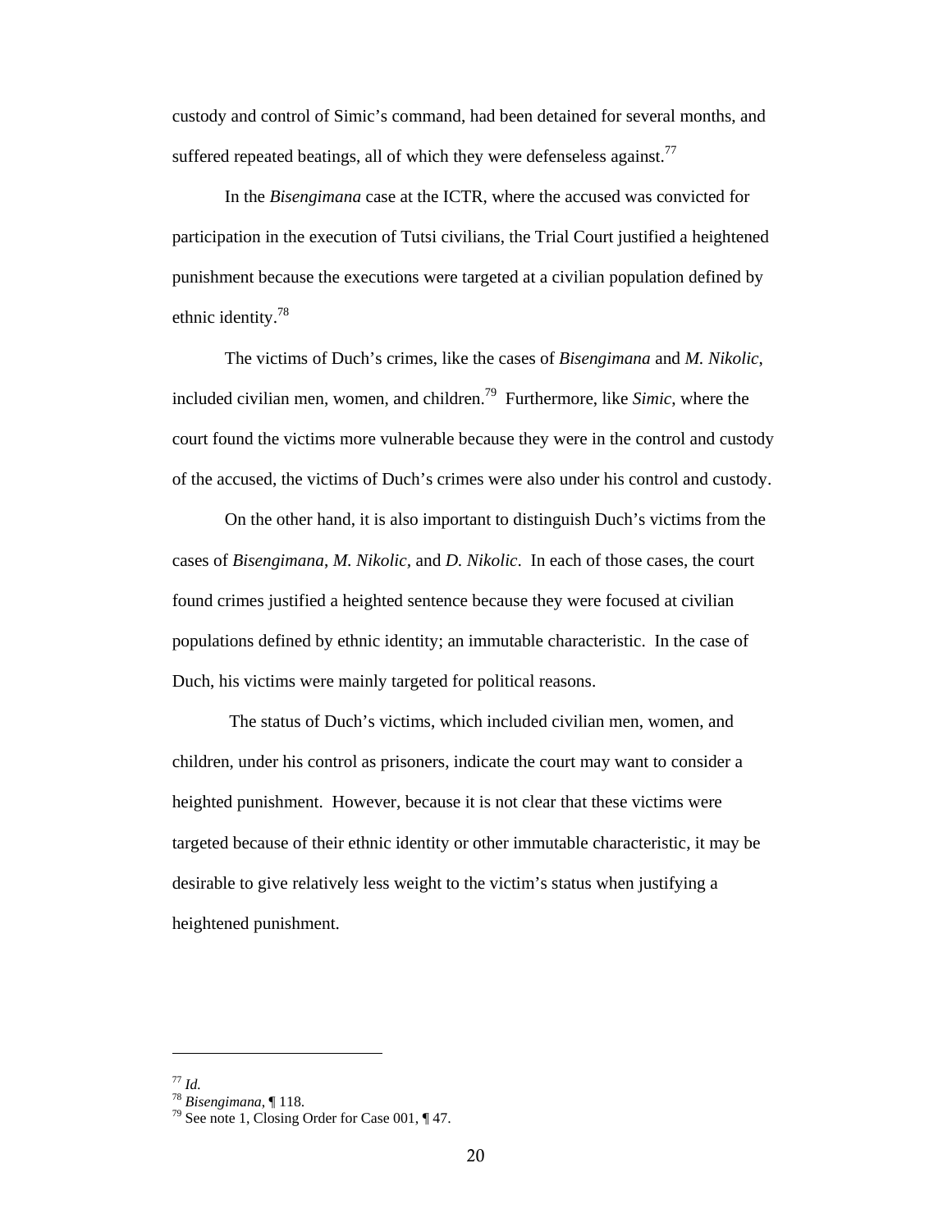custody and control of Simic's command, had been detained for several months, and suffered repeated beatings, all of which they were defenseless against.[77]

In the *Bisengimana* case at the ICTR, where the accused was convicted for participation in the execution of Tutsi civilians, the Trial Court justified a heightened punishment because the executions were targeted at a civilian population defined by ethnic identity.[78]

The victims of Duch's crimes, like the cases of *Bisengimana* and *M. Nikolic*, included civilian men, women, and children.[79] Furthermore, like *Simic*, where the court found the victims more vulnerable because they were in the control and custody of the accused, the victims of Duch's crimes were also under his control and custody.

On the other hand, it is also important to distinguish Duch's victims from the cases of *Bisengimana*, *M. Nikolic,* and *D. Nikolic*. In each of those cases, the court found crimes justified a heighted sentence because they were focused at civilian populations defined by ethnic identity; an immutable characteristic. In the case of Duch, his victims were mainly targeted for political reasons.

The status of Duch's victims, which included civilian men, women, and children, under his control as prisoners, indicate the court may want to consider a heighted punishment. However, because it is not clear that these victims were targeted because of their ethnic identity or other immutable characteristic, it may be desirable to give relatively less weight to the victim's status when justifying a heightened punishment.

---

[77] *Id.*

[78] *Bisengimana*, ¶ 118.

[79] See note 1, Closing Order for Case 001, ¶ 47.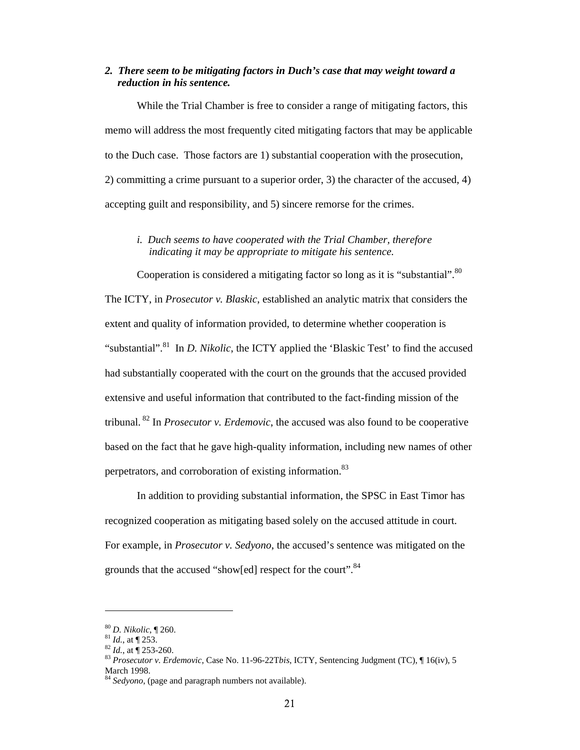### *2. There seem to be mitigating factors in Duch's case that may weight toward a reduction in his sentence.*

While the Trial Chamber is free to consider a range of mitigating factors, this memo will address the most frequently cited mitigating factors that may be applicable to the Duch case. Those factors are 1) substantial cooperation with the prosecution, 2) committing a crime pursuant to a superior order, 3) the character of the accused, 4) accepting guilt and responsibility, and 5) sincere remorse for the crimes.

#### *i. Duch seems to have cooperated with the Trial Chamber, therefore indicating it may be appropriate to mitigate his sentence.*

Cooperation is considered a mitigating factor so long as it is "substantial".[80] The ICTY, in *Prosecutor v. Blaskic*, established an analytic matrix that considers the extent and quality of information provided, to determine whether cooperation is "substantial".[81] In *D. Nikolic*, the ICTY applied the 'Blaskic Test' to find the accused had substantially cooperated with the court on the grounds that the accused provided extensive and useful information that contributed to the fact-finding mission of the tribunal.[82] In *Prosecutor v. Erdemovic*, the accused was also found to be cooperative based on the fact that he gave high-quality information, including new names of other perpetrators, and corroboration of existing information.[83]

In addition to providing substantial information, the SPSC in East Timor has recognized cooperation as mitigating based solely on the accused attitude in court. For example, in *Prosecutor v. Sedyono*, the accused's sentence was mitigated on the grounds that the accused "show[ed] respect for the court".[84]

---

[80] *D. Nikolic*, ¶ 260.
[81] *Id.*, at ¶ 253.
[82] *Id.*, at ¶ 253-260.
[83] *Prosecutor v. Erdemovic*, Case No. 11-96-22T*bis*, ICTY, Sentencing Judgment (TC), ¶ 16(iv), 5 March 1998.
[84] *Sedyono*, (page and paragraph numbers not available).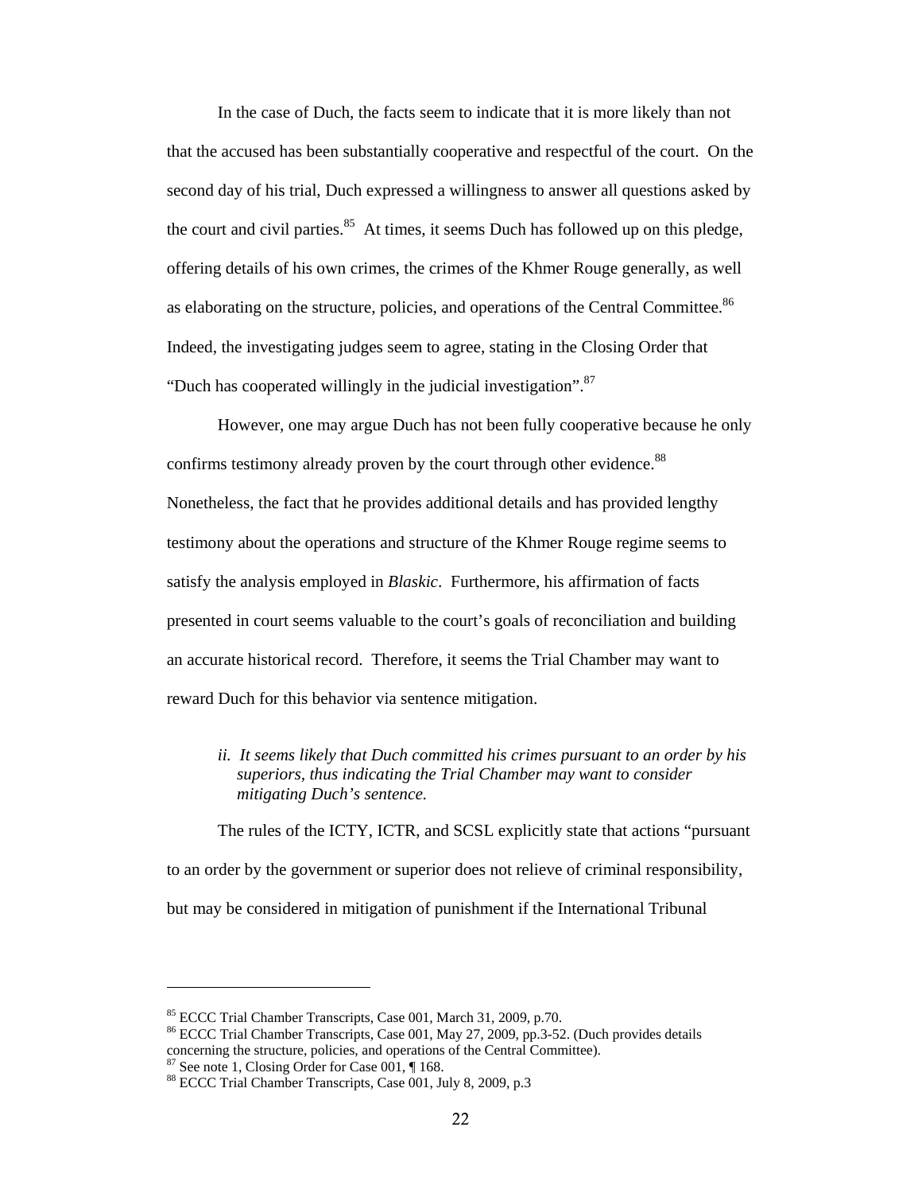In the case of Duch, the facts seem to indicate that it is more likely than not that the accused has been substantially cooperative and respectful of the court. On the second day of his trial, Duch expressed a willingness to answer all questions asked by the court and civil parties.[85] At times, it seems Duch has followed up on this pledge, offering details of his own crimes, the crimes of the Khmer Rouge generally, as well as elaborating on the structure, policies, and operations of the Central Committee.[86] Indeed, the investigating judges seem to agree, stating in the Closing Order that "Duch has cooperated willingly in the judicial investigation".[87]

However, one may argue Duch has not been fully cooperative because he only confirms testimony already proven by the court through other evidence.[88] Nonetheless, the fact that he provides additional details and has provided lengthy testimony about the operations and structure of the Khmer Rouge regime seems to satisfy the analysis employed in *Blaskic*. Furthermore, his affirmation of facts presented in court seems valuable to the court's goals of reconciliation and building an accurate historical record. Therefore, it seems the Trial Chamber may want to reward Duch for this behavior via sentence mitigation.

*ii. It seems likely that Duch committed his crimes pursuant to an order by his superiors, thus indicating the Trial Chamber may want to consider mitigating Duch's sentence.*

The rules of the ICTY, ICTR, and SCSL explicitly state that actions "pursuant to an order by the government or superior does not relieve of criminal responsibility, but may be considered in mitigation of punishment if the International Tribunal

---

[85] ECCC Trial Chamber Transcripts, Case 001, March 31, 2009, p.70.

[86] ECCC Trial Chamber Transcripts, Case 001, May 27, 2009, pp.3-52. (Duch provides details concerning the structure, policies, and operations of the Central Committee).

[87] See note 1, Closing Order for Case 001, ¶ 168.

[88] ECCC Trial Chamber Transcripts, Case 001, July 8, 2009, p.3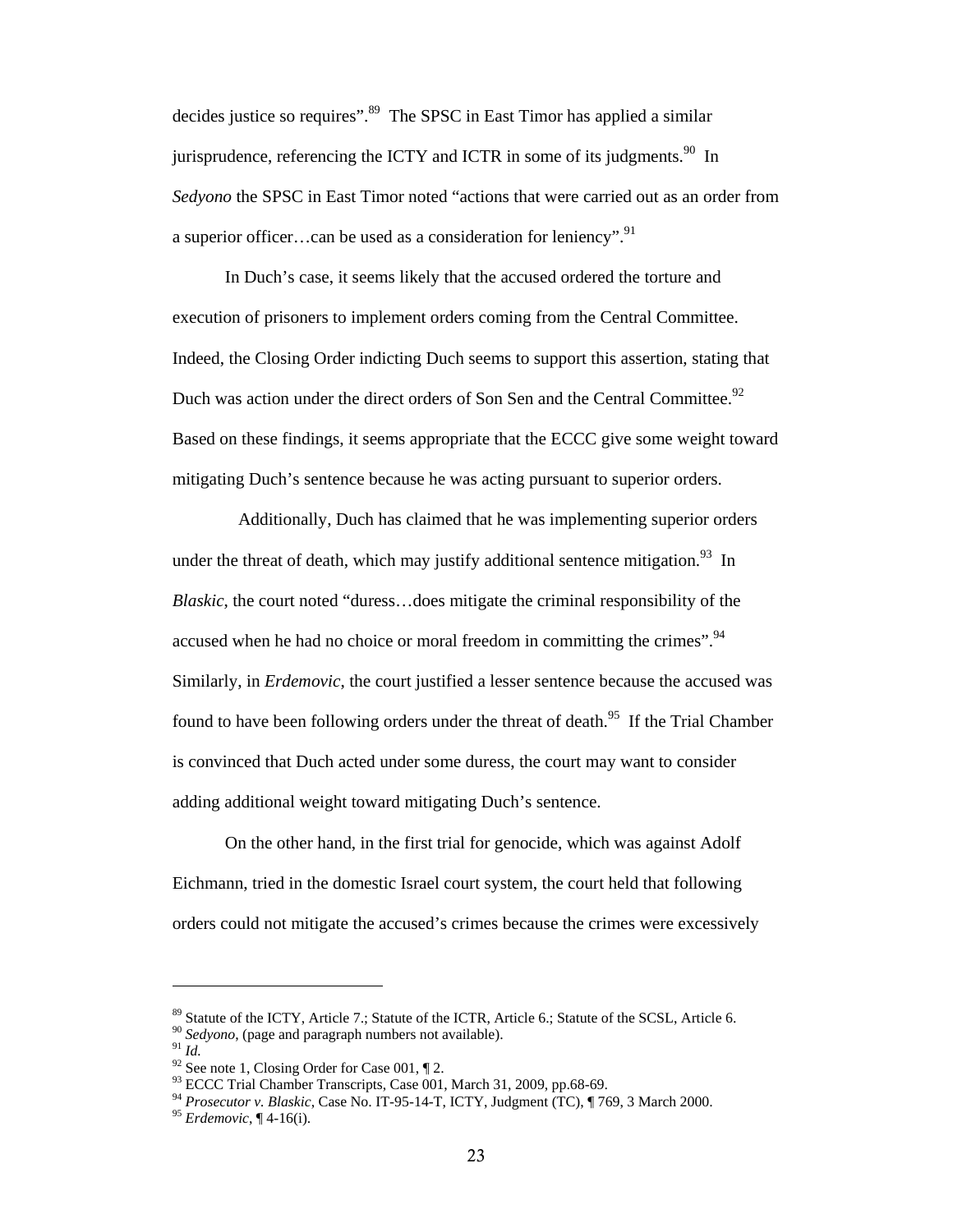decides justice so requires".[89] The SPSC in East Timor has applied a similar jurisprudence, referencing the ICTY and ICTR in some of its judgments.[90] In *Sedyono* the SPSC in East Timor noted "actions that were carried out as an order from a superior officer…can be used as a consideration for leniency".[91]

In Duch's case, it seems likely that the accused ordered the torture and execution of prisoners to implement orders coming from the Central Committee. Indeed, the Closing Order indicting Duch seems to support this assertion, stating that Duch was action under the direct orders of Son Sen and the Central Committee.[92] Based on these findings, it seems appropriate that the ECCC give some weight toward mitigating Duch's sentence because he was acting pursuant to superior orders.

Additionally, Duch has claimed that he was implementing superior orders under the threat of death, which may justify additional sentence mitigation.[93] In *Blaskic*, the court noted "duress…does mitigate the criminal responsibility of the accused when he had no choice or moral freedom in committing the crimes".[94] Similarly, in *Erdemovic*, the court justified a lesser sentence because the accused was found to have been following orders under the threat of death.[95] If the Trial Chamber is convinced that Duch acted under some duress, the court may want to consider adding additional weight toward mitigating Duch's sentence.

On the other hand, in the first trial for genocide, which was against Adolf Eichmann, tried in the domestic Israel court system, the court held that following orders could not mitigate the accused's crimes because the crimes were excessively

---

[89] Statute of the ICTY, Article 7.; Statute of the ICTR, Article 6.; Statute of the SCSL, Article 6.
[90] *Sedyono*, (page and paragraph numbers not available).
[91] *Id.*
[92] See note 1, Closing Order for Case 001, ¶ 2.
[93] ECCC Trial Chamber Transcripts, Case 001, March 31, 2009, pp.68-69.
[94] *Prosecutor v. Blaskic*, Case No. IT-95-14-T, ICTY, Judgment (TC), ¶ 769, 3 March 2000.
[95] *Erdemovic*, ¶ 4-16(i).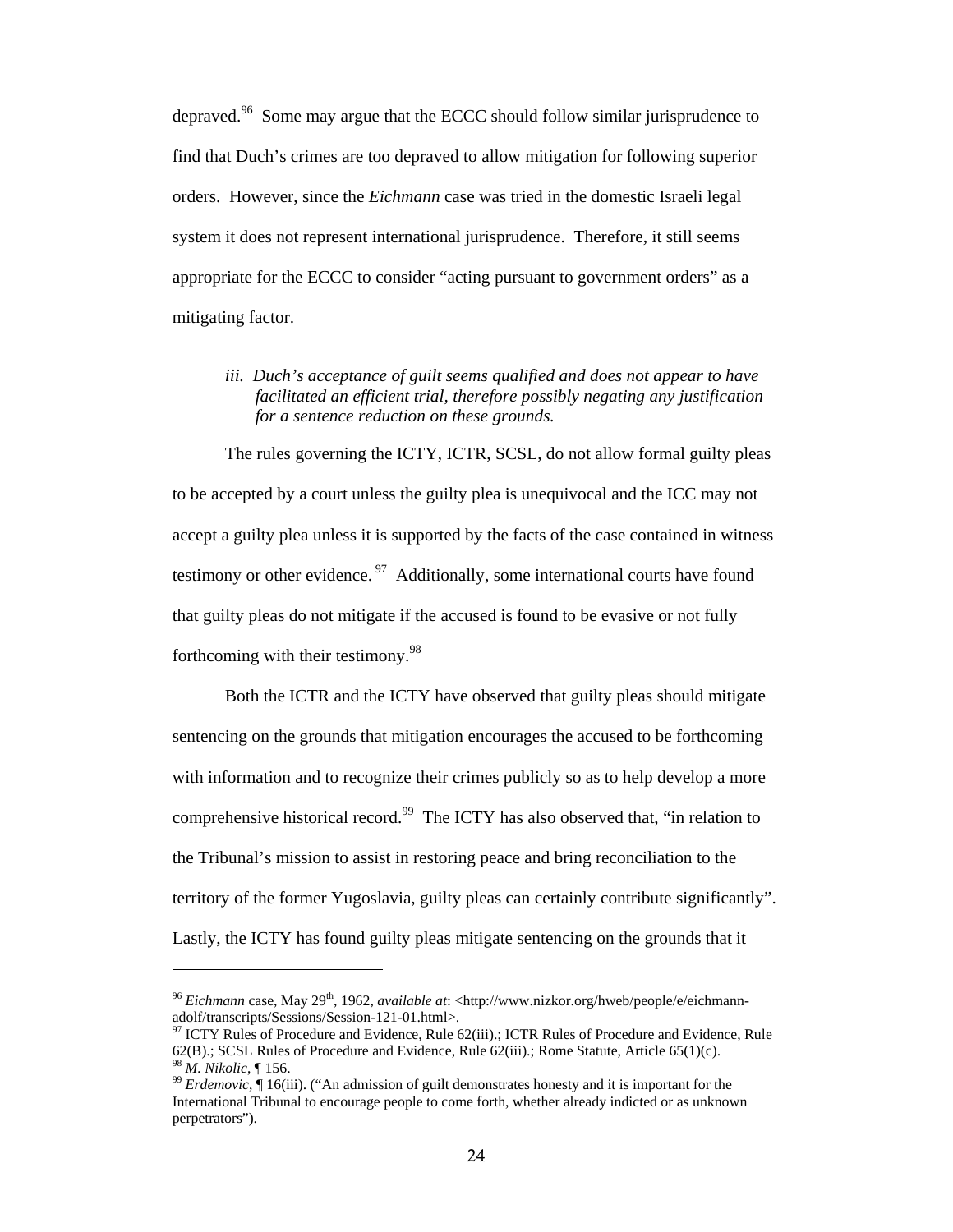depraved.[96] Some may argue that the ECCC should follow similar jurisprudence to find that Duch's crimes are too depraved to allow mitigation for following superior orders. However, since the *Eichmann* case was tried in the domestic Israeli legal system it does not represent international jurisprudence. Therefore, it still seems appropriate for the ECCC to consider "acting pursuant to government orders" as a mitigating factor.

*iii. Duch's acceptance of guilt seems qualified and does not appear to have facilitated an efficient trial, therefore possibly negating any justification for a sentence reduction on these grounds.*

The rules governing the ICTY, ICTR, SCSL, do not allow formal guilty pleas to be accepted by a court unless the guilty plea is unequivocal and the ICC may not accept a guilty plea unless it is supported by the facts of the case contained in witness testimony or other evidence.[97] Additionally, some international courts have found that guilty pleas do not mitigate if the accused is found to be evasive or not fully forthcoming with their testimony.[98]

Both the ICTR and the ICTY have observed that guilty pleas should mitigate sentencing on the grounds that mitigation encourages the accused to be forthcoming with information and to recognize their crimes publicly so as to help develop a more comprehensive historical record.[99] The ICTY has also observed that, "in relation to the Tribunal's mission to assist in restoring peace and bring reconciliation to the territory of the former Yugoslavia, guilty pleas can certainly contribute significantly". Lastly, the ICTY has found guilty pleas mitigate sentencing on the grounds that it

---

[96] *Eichmann* case, May 29th, 1962, *available at*: <http://www.nizkor.org/hweb/people/e/eichmann-adolf/transcripts/Sessions/Session-121-01.html>.

[97] ICTY Rules of Procedure and Evidence, Rule 62(iii).; ICTR Rules of Procedure and Evidence, Rule 62(B).; SCSL Rules of Procedure and Evidence, Rule 62(iii).; Rome Statute, Article 65(1)(c).

[98] *M. Nikolic*, ¶ 156.

[99] *Erdemovic*, ¶ 16(iii). ("An admission of guilt demonstrates honesty and it is important for the International Tribunal to encourage people to come forth, whether already indicted or as unknown perpetrators").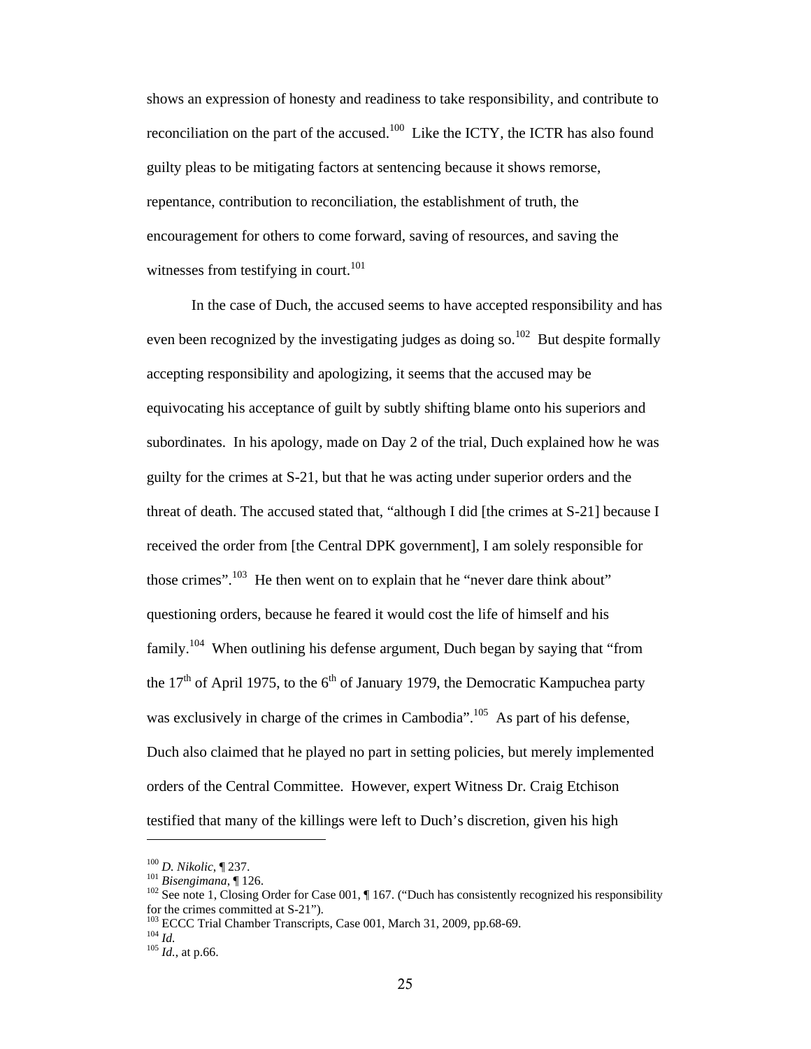shows an expression of honesty and readiness to take responsibility, and contribute to reconciliation on the part of the accused.[100] Like the ICTY, the ICTR has also found guilty pleas to be mitigating factors at sentencing because it shows remorse, repentance, contribution to reconciliation, the establishment of truth, the encouragement for others to come forward, saving of resources, and saving the witnesses from testifying in court.[101]

In the case of Duch, the accused seems to have accepted responsibility and has even been recognized by the investigating judges as doing so.[102] But despite formally accepting responsibility and apologizing, it seems that the accused may be equivocating his acceptance of guilt by subtly shifting blame onto his superiors and subordinates. In his apology, made on Day 2 of the trial, Duch explained how he was guilty for the crimes at S-21, but that he was acting under superior orders and the threat of death. The accused stated that, "although I did [the crimes at S-21] because I received the order from [the Central DPK government], I am solely responsible for those crimes".[103] He then went on to explain that he "never dare think about" questioning orders, because he feared it would cost the life of himself and his family.[104] When outlining his defense argument, Duch began by saying that "from the 17th of April 1975, to the 6th of January 1979, the Democratic Kampuchea party was exclusively in charge of the crimes in Cambodia".[105] As part of his defense, Duch also claimed that he played no part in setting policies, but merely implemented orders of the Central Committee. However, expert Witness Dr. Craig Etchison testified that many of the killings were left to Duch's discretion, given his high

---

[100] *D. Nikolic*, ¶ 237.

[101] *Bisengimana*, ¶ 126.

[102] See note 1, Closing Order for Case 001, ¶ 167. ("Duch has consistently recognized his responsibility for the crimes committed at S-21").

[103] ECCC Trial Chamber Transcripts, Case 001, March 31, 2009, pp.68-69.

[104] *Id.*

[105] *Id.*, at p.66.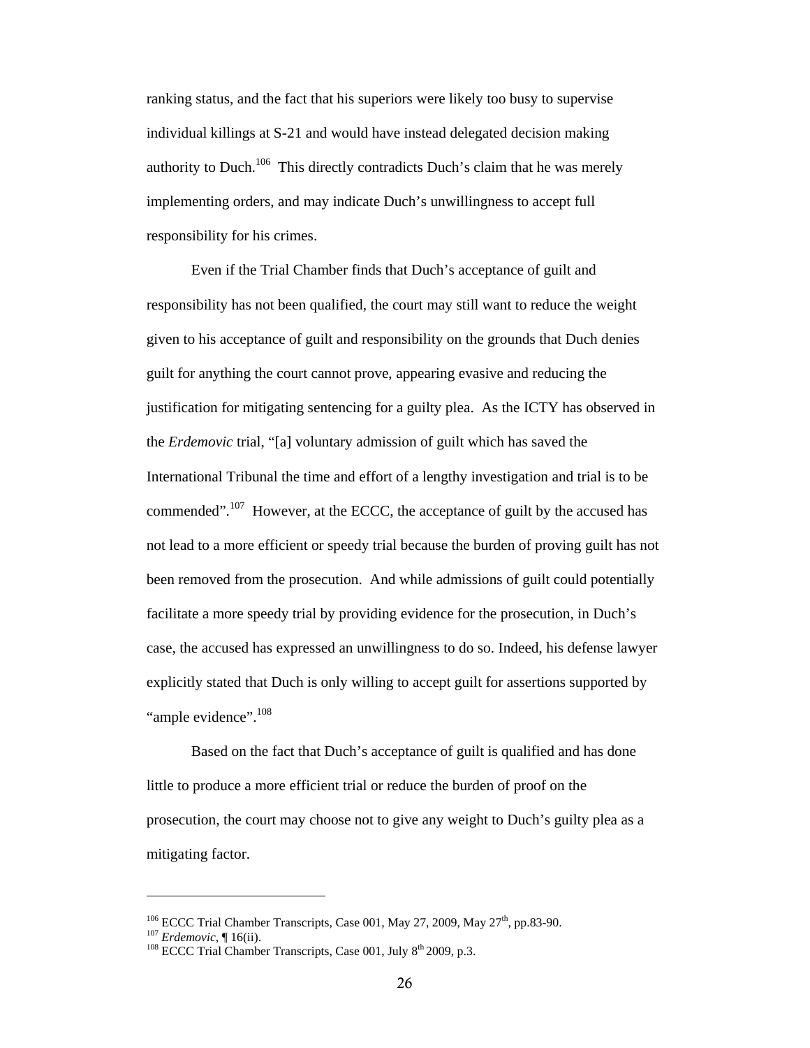ranking status, and the fact that his superiors were likely too busy to supervise individual killings at S-21 and would have instead delegated decision making authority to Duch.[106] This directly contradicts Duch's claim that he was merely implementing orders, and may indicate Duch's unwillingness to accept full responsibility for his crimes.

Even if the Trial Chamber finds that Duch's acceptance of guilt and responsibility has not been qualified, the court may still want to reduce the weight given to his acceptance of guilt and responsibility on the grounds that Duch denies guilt for anything the court cannot prove, appearing evasive and reducing the justification for mitigating sentencing for a guilty plea. As the ICTY has observed in the *Erdemovic* trial, "[a] voluntary admission of guilt which has saved the International Tribunal the time and effort of a lengthy investigation and trial is to be commended".[107] However, at the ECCC, the acceptance of guilt by the accused has not lead to a more efficient or speedy trial because the burden of proving guilt has not been removed from the prosecution. And while admissions of guilt could potentially facilitate a more speedy trial by providing evidence for the prosecution, in Duch's case, the accused has expressed an unwillingness to do so. Indeed, his defense lawyer explicitly stated that Duch is only willing to accept guilt for assertions supported by "ample evidence".[108]

Based on the fact that Duch's acceptance of guilt is qualified and has done little to produce a more efficient trial or reduce the burden of proof on the prosecution, the court may choose not to give any weight to Duch's guilty plea as a mitigating factor.

---

[106] ECCC Trial Chamber Transcripts, Case 001, May 27, 2009, May 27th, pp.83-90.
[107] *Erdemovic*, ¶ 16(ii).
[108] ECCC Trial Chamber Transcripts, Case 001, July 8th 2009, p.3.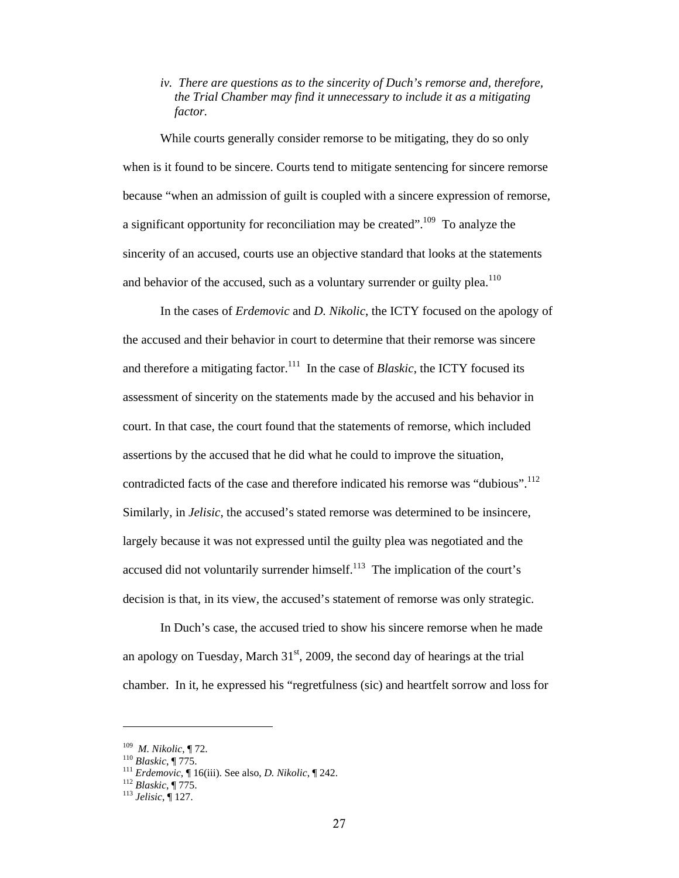*iv. There are questions as to the sincerity of Duch's remorse and, therefore, the Trial Chamber may find it unnecessary to include it as a mitigating factor.*

While courts generally consider remorse to be mitigating, they do so only when is it found to be sincere. Courts tend to mitigate sentencing for sincere remorse because "when an admission of guilt is coupled with a sincere expression of remorse, a significant opportunity for reconciliation may be created".[109] To analyze the sincerity of an accused, courts use an objective standard that looks at the statements and behavior of the accused, such as a voluntary surrender or guilty plea.[110]

In the cases of *Erdemovic* and *D. Nikolic*, the ICTY focused on the apology of the accused and their behavior in court to determine that their remorse was sincere and therefore a mitigating factor.[111] In the case of *Blaskic*, the ICTY focused its assessment of sincerity on the statements made by the accused and his behavior in court. In that case, the court found that the statements of remorse, which included assertions by the accused that he did what he could to improve the situation, contradicted facts of the case and therefore indicated his remorse was "dubious".[112] Similarly, in *Jelisic*, the accused's stated remorse was determined to be insincere, largely because it was not expressed until the guilty plea was negotiated and the accused did not voluntarily surrender himself.[113] The implication of the court's decision is that, in its view, the accused's statement of remorse was only strategic.

In Duch's case, the accused tried to show his sincere remorse when he made an apology on Tuesday, March 31st, 2009, the second day of hearings at the trial chamber. In it, he expressed his "regretfulness (sic) and heartfelt sorrow and loss for

---

[109] *M. Nikolic*, ¶ 72.

[110] *Blaskic*, ¶ 775.

[111] *Erdemovic*, ¶ 16(iii). See also, *D. Nikolic*, ¶ 242.

[112] *Blaskic*, ¶ 775.

[113] *Jelisic*, ¶ 127.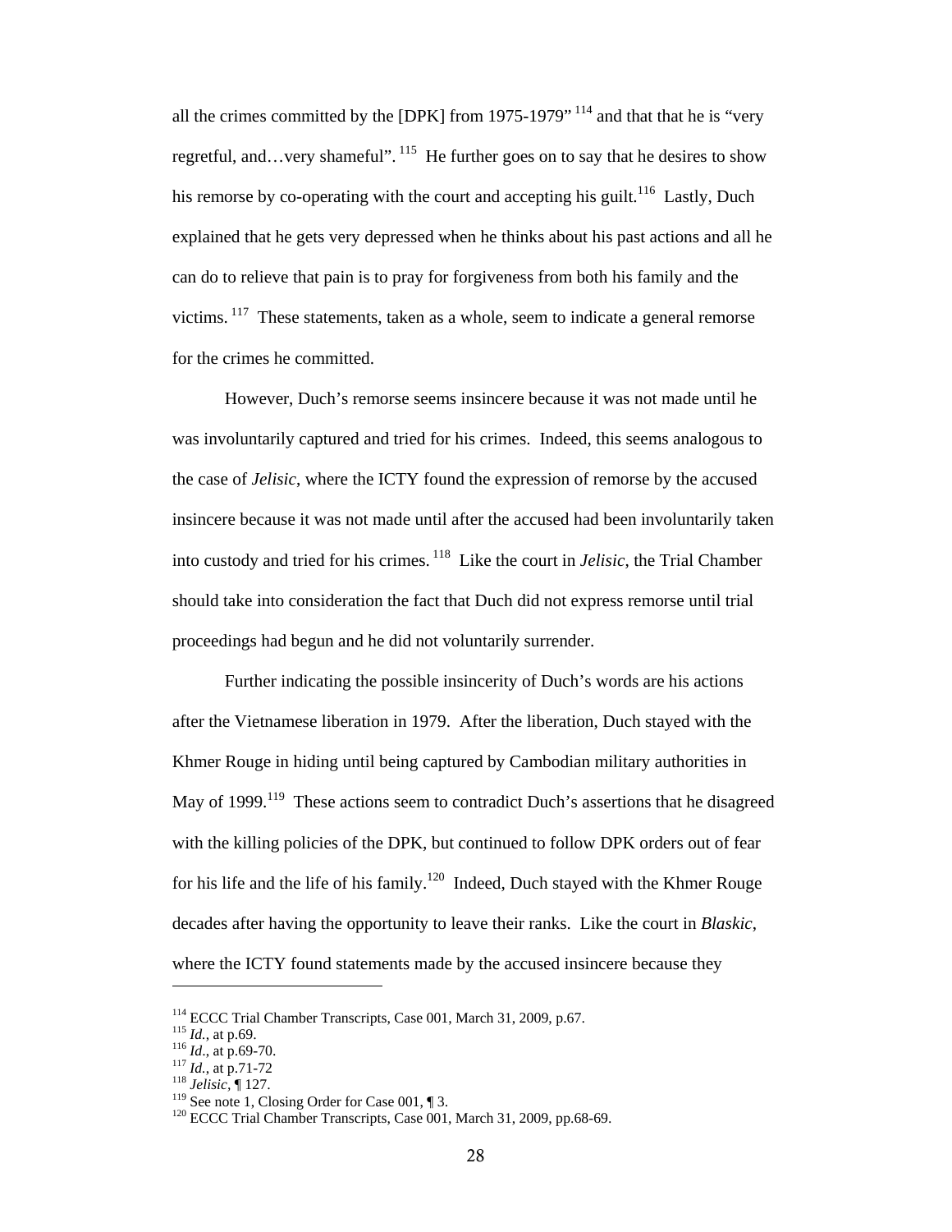all the crimes committed by the [DPK] from 1975-1979"[114] and that that he is "very regretful, and…very shameful".[115] He further goes on to say that he desires to show his remorse by co-operating with the court and accepting his guilt.[116] Lastly, Duch explained that he gets very depressed when he thinks about his past actions and all he can do to relieve that pain is to pray for forgiveness from both his family and the victims.[117] These statements, taken as a whole, seem to indicate a general remorse for the crimes he committed.

However, Duch's remorse seems insincere because it was not made until he was involuntarily captured and tried for his crimes. Indeed, this seems analogous to the case of *Jelisic*, where the ICTY found the expression of remorse by the accused insincere because it was not made until after the accused had been involuntarily taken into custody and tried for his crimes.[118] Like the court in *Jelisic*, the Trial Chamber should take into consideration the fact that Duch did not express remorse until trial proceedings had begun and he did not voluntarily surrender.

Further indicating the possible insincerity of Duch's words are his actions after the Vietnamese liberation in 1979. After the liberation, Duch stayed with the Khmer Rouge in hiding until being captured by Cambodian military authorities in May of 1999.[119] These actions seem to contradict Duch's assertions that he disagreed with the killing policies of the DPK, but continued to follow DPK orders out of fear for his life and the life of his family.[120] Indeed, Duch stayed with the Khmer Rouge decades after having the opportunity to leave their ranks. Like the court in *Blaskic*, where the ICTY found statements made by the accused insincere because they

---

[114] ECCC Trial Chamber Transcripts, Case 001, March 31, 2009, p.67.
[115] *Id.*, at p.69.
[116] *Id.*, at p.69-70.
[117] *Id.*, at p.71-72
[118] *Jelisic*, ¶ 127.
[119] See note 1, Closing Order for Case 001, ¶ 3.
[120] ECCC Trial Chamber Transcripts, Case 001, March 31, 2009, pp.68-69.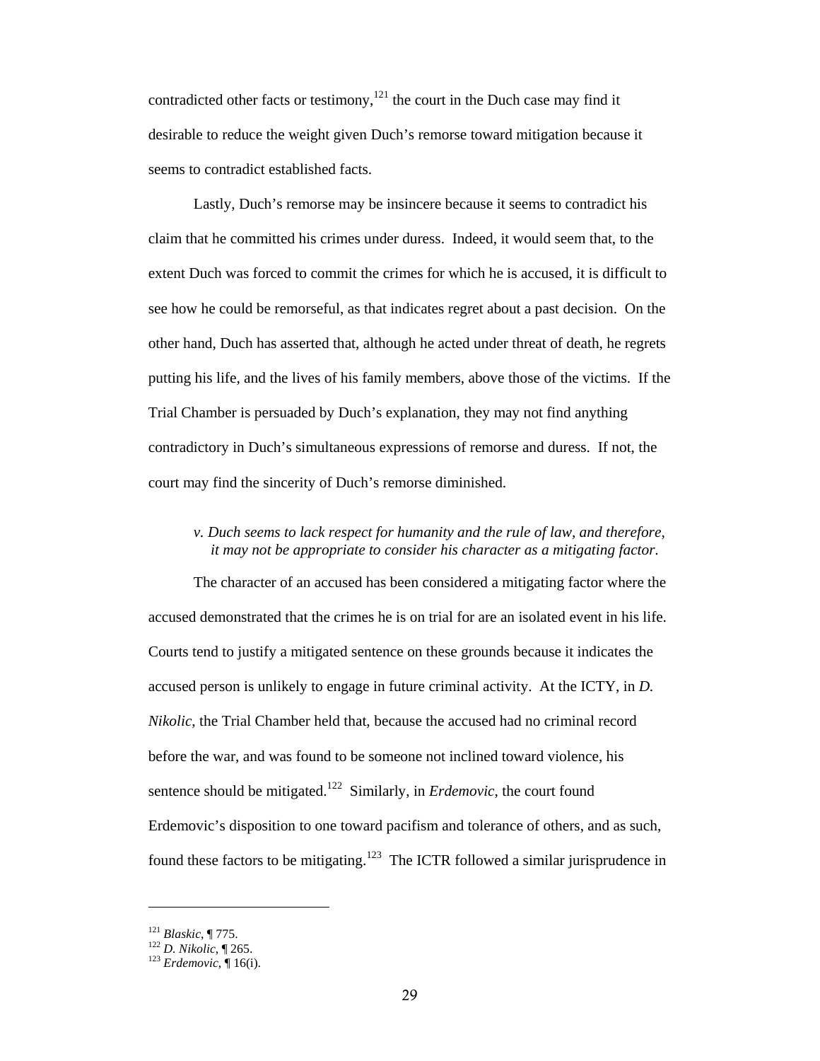contradicted other facts or testimony,[121] the court in the Duch case may find it desirable to reduce the weight given Duch's remorse toward mitigation because it seems to contradict established facts.

Lastly, Duch's remorse may be insincere because it seems to contradict his claim that he committed his crimes under duress. Indeed, it would seem that, to the extent Duch was forced to commit the crimes for which he is accused, it is difficult to see how he could be remorseful, as that indicates regret about a past decision. On the other hand, Duch has asserted that, although he acted under threat of death, he regrets putting his life, and the lives of his family members, above those of the victims. If the Trial Chamber is persuaded by Duch's explanation, they may not find anything contradictory in Duch's simultaneous expressions of remorse and duress. If not, the court may find the sincerity of Duch's remorse diminished.

*v. Duch seems to lack respect for humanity and the rule of law, and therefore, it may not be appropriate to consider his character as a mitigating factor.*

The character of an accused has been considered a mitigating factor where the accused demonstrated that the crimes he is on trial for are an isolated event in his life. Courts tend to justify a mitigated sentence on these grounds because it indicates the accused person is unlikely to engage in future criminal activity. At the ICTY, in *D. Nikolic*, the Trial Chamber held that, because the accused had no criminal record before the war, and was found to be someone not inclined toward violence, his sentence should be mitigated.[122] Similarly, in *Erdemovic*, the court found Erdemovic's disposition to one toward pacifism and tolerance of others, and as such, found these factors to be mitigating.[123] The ICTR followed a similar jurisprudence in

---

[121] *Blaskic*, ¶ 775.
[122] *D. Nikolic*, ¶ 265.
[123] *Erdemovic*, ¶ 16(i).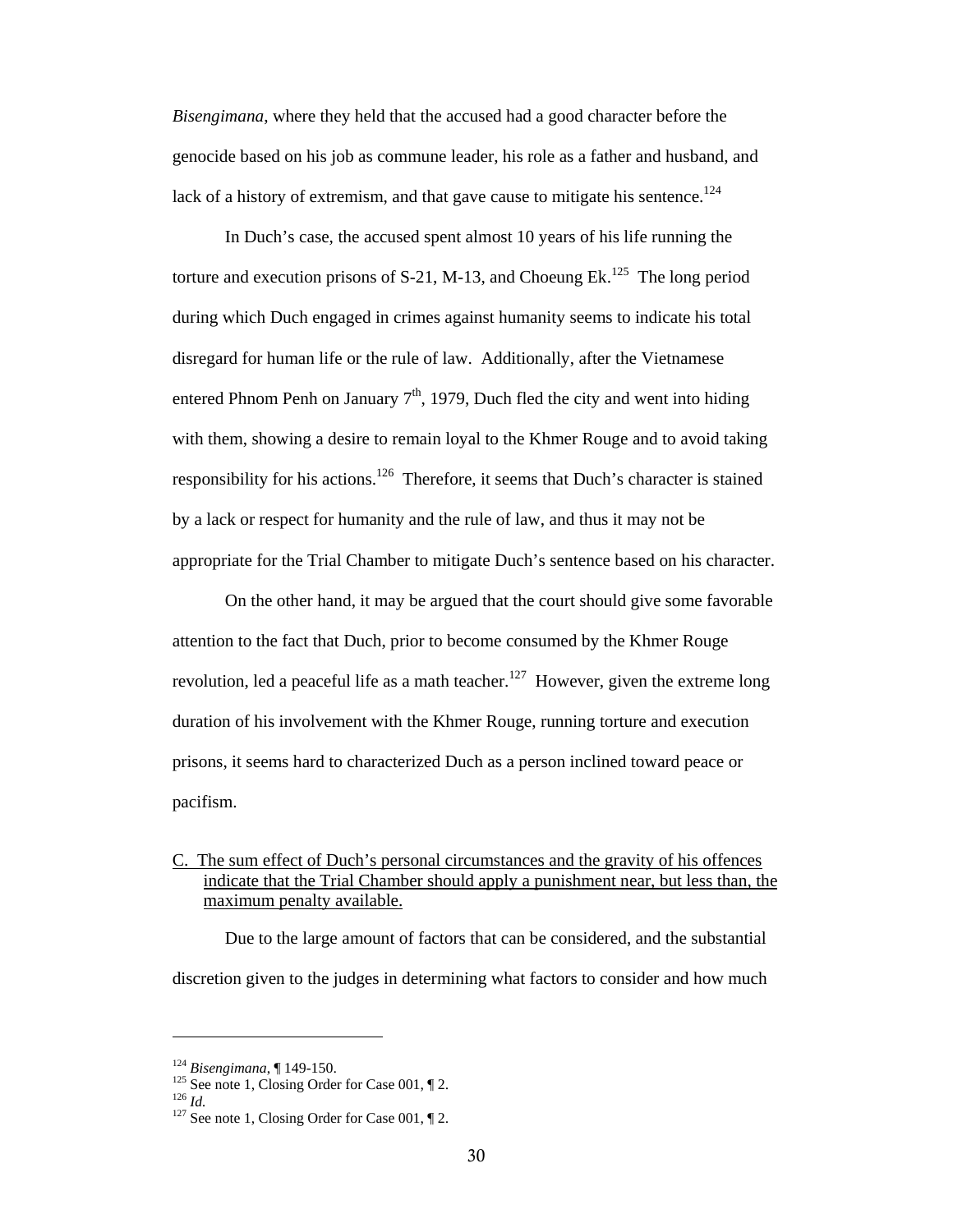*Bisengimana*, where they held that the accused had a good character before the genocide based on his job as commune leader, his role as a father and husband, and lack of a history of extremism, and that gave cause to mitigate his sentence.[124]

In Duch's case, the accused spent almost 10 years of his life running the torture and execution prisons of S-21, M-13, and Choeung Ek.[125] The long period during which Duch engaged in crimes against humanity seems to indicate his total disregard for human life or the rule of law. Additionally, after the Vietnamese entered Phnom Penh on January 7th, 1979, Duch fled the city and went into hiding with them, showing a desire to remain loyal to the Khmer Rouge and to avoid taking responsibility for his actions.[126] Therefore, it seems that Duch's character is stained by a lack or respect for humanity and the rule of law, and thus it may not be appropriate for the Trial Chamber to mitigate Duch's sentence based on his character.

On the other hand, it may be argued that the court should give some favorable attention to the fact that Duch, prior to become consumed by the Khmer Rouge revolution, led a peaceful life as a math teacher.[127] However, given the extreme long duration of his involvement with the Khmer Rouge, running torture and execution prisons, it seems hard to characterized Duch as a person inclined toward peace or pacifism.

<u>C. The sum effect of Duch's personal circumstances and the gravity of his offences indicate that the Trial Chamber should apply a punishment near, but less than, the maximum penalty available.</u>

Due to the large amount of factors that can be considered, and the substantial discretion given to the judges in determining what factors to consider and how much

---

[124] *Bisengimana*, ¶ 149-150.
[125] See note 1, Closing Order for Case 001, ¶ 2.
[126] *Id.*
[127] See note 1, Closing Order for Case 001, ¶ 2.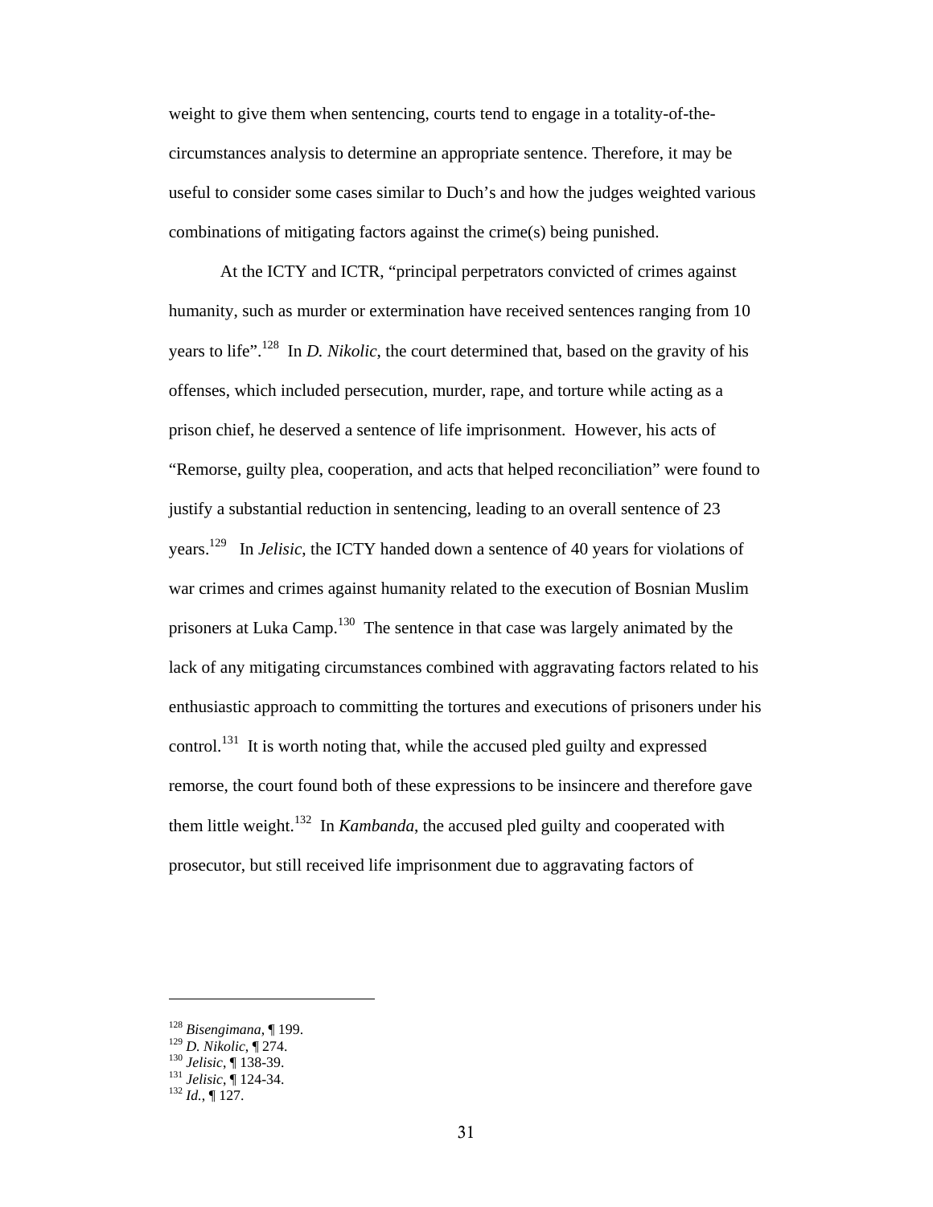weight to give them when sentencing, courts tend to engage in a totality-of-the-circumstances analysis to determine an appropriate sentence. Therefore, it may be useful to consider some cases similar to Duch's and how the judges weighted various combinations of mitigating factors against the crime(s) being punished.

At the ICTY and ICTR, "principal perpetrators convicted of crimes against humanity, such as murder or extermination have received sentences ranging from 10 years to life".[128] In *D. Nikolic*, the court determined that, based on the gravity of his offenses, which included persecution, murder, rape, and torture while acting as a prison chief, he deserved a sentence of life imprisonment. However, his acts of "Remorse, guilty plea, cooperation, and acts that helped reconciliation" were found to justify a substantial reduction in sentencing, leading to an overall sentence of 23 years.[129] In *Jelisic*, the ICTY handed down a sentence of 40 years for violations of war crimes and crimes against humanity related to the execution of Bosnian Muslim prisoners at Luka Camp.[130] The sentence in that case was largely animated by the lack of any mitigating circumstances combined with aggravating factors related to his enthusiastic approach to committing the tortures and executions of prisoners under his control.[131] It is worth noting that, while the accused pled guilty and expressed remorse, the court found both of these expressions to be insincere and therefore gave them little weight.[132] In *Kambanda*, the accused pled guilty and cooperated with prosecutor, but still received life imprisonment due to aggravating factors of

---

[128] *Bisengimana*, ¶ 199.
[129] *D. Nikolic*, ¶ 274.
[130] *Jelisic*, ¶ 138-39.
[131] *Jelisic*, ¶ 124-34.
[132] *Id.*, ¶ 127.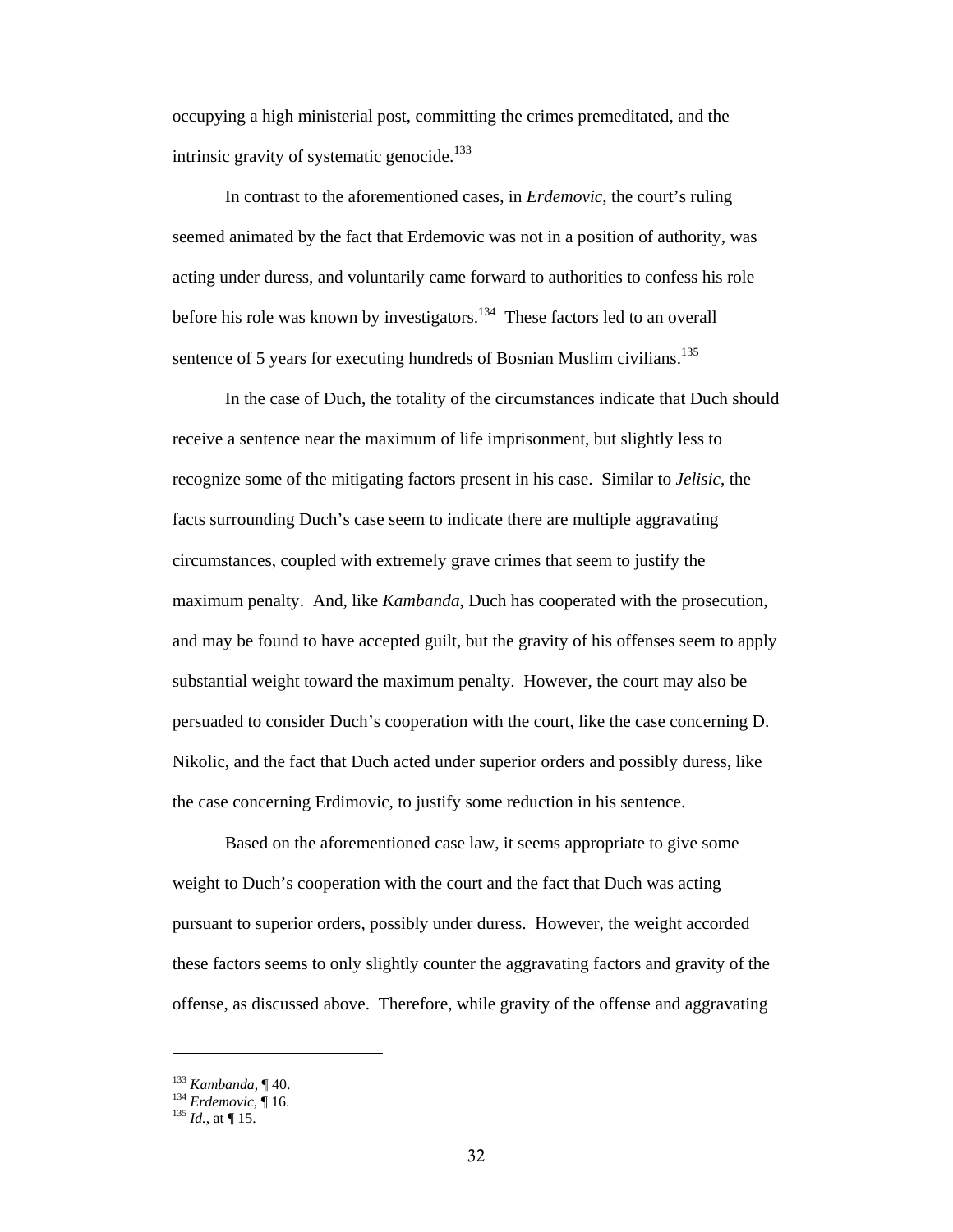occupying a high ministerial post, committing the crimes premeditated, and the intrinsic gravity of systematic genocide.[133]

In contrast to the aforementioned cases, in *Erdemovic*, the court's ruling seemed animated by the fact that Erdemovic was not in a position of authority, was acting under duress, and voluntarily came forward to authorities to confess his role before his role was known by investigators.[134] These factors led to an overall sentence of 5 years for executing hundreds of Bosnian Muslim civilians.[135]

In the case of Duch, the totality of the circumstances indicate that Duch should receive a sentence near the maximum of life imprisonment, but slightly less to recognize some of the mitigating factors present in his case. Similar to *Jelisic*, the facts surrounding Duch's case seem to indicate there are multiple aggravating circumstances, coupled with extremely grave crimes that seem to justify the maximum penalty. And, like *Kambanda*, Duch has cooperated with the prosecution, and may be found to have accepted guilt, but the gravity of his offenses seem to apply substantial weight toward the maximum penalty. However, the court may also be persuaded to consider Duch's cooperation with the court, like the case concerning D. Nikolic, and the fact that Duch acted under superior orders and possibly duress, like the case concerning Erdimovic, to justify some reduction in his sentence.

Based on the aforementioned case law, it seems appropriate to give some weight to Duch's cooperation with the court and the fact that Duch was acting pursuant to superior orders, possibly under duress. However, the weight accorded these factors seems to only slightly counter the aggravating factors and gravity of the offense, as discussed above. Therefore, while gravity of the offense and aggravating

---

[133] *Kambanda*, ¶ 40.
[134] *Erdemovic*, ¶ 16.
[135] *Id.*, at ¶ 15.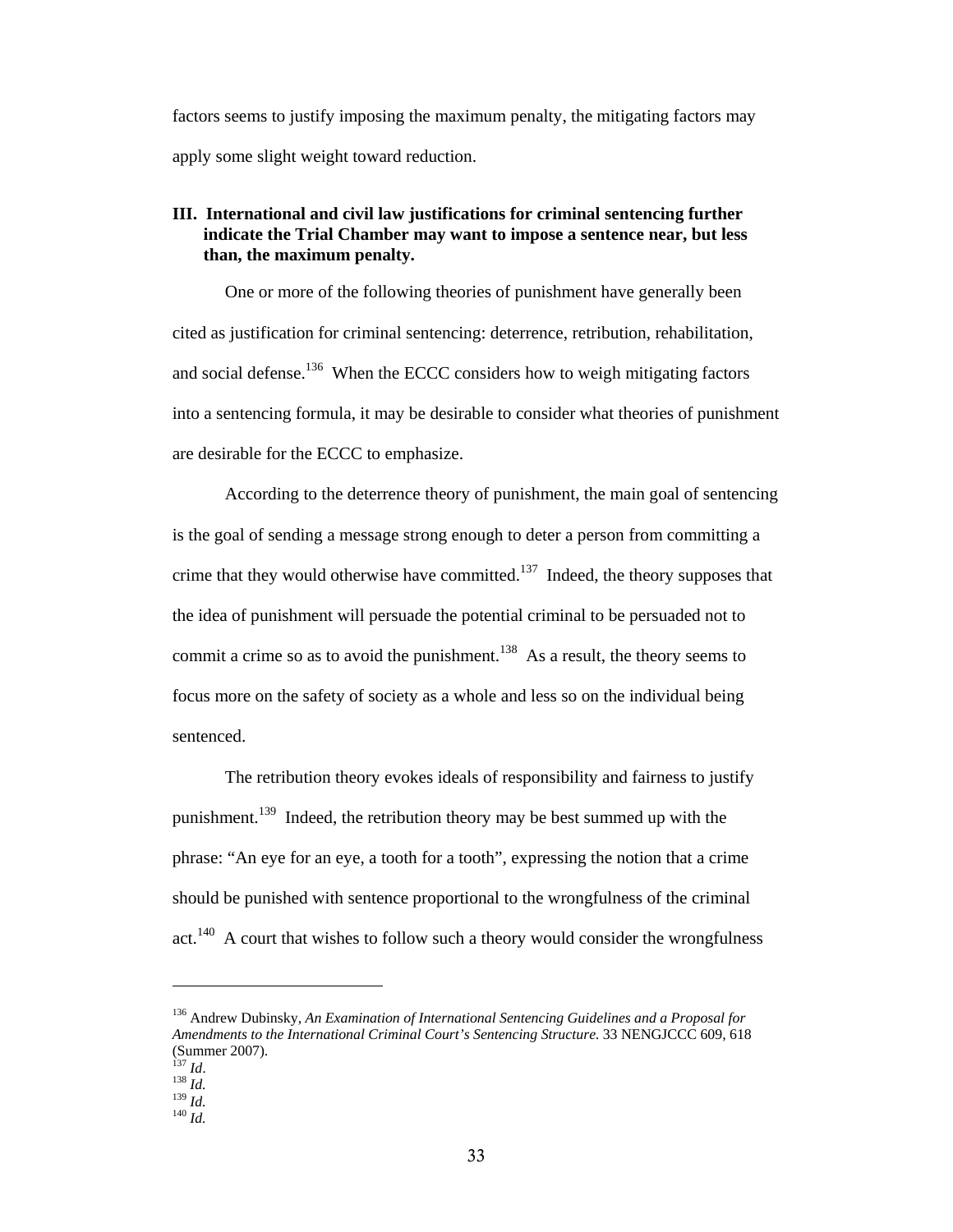factors seems to justify imposing the maximum penalty, the mitigating factors may apply some slight weight toward reduction.

### III. International and civil law justifications for criminal sentencing further indicate the Trial Chamber may want to impose a sentence near, but less than, the maximum penalty.

One or more of the following theories of punishment have generally been cited as justification for criminal sentencing: deterrence, retribution, rehabilitation, and social defense.[136] When the ECCC considers how to weigh mitigating factors into a sentencing formula, it may be desirable to consider what theories of punishment are desirable for the ECCC to emphasize.

According to the deterrence theory of punishment, the main goal of sentencing is the goal of sending a message strong enough to deter a person from committing a crime that they would otherwise have committed.[137] Indeed, the theory supposes that the idea of punishment will persuade the potential criminal to be persuaded not to commit a crime so as to avoid the punishment.[138] As a result, the theory seems to focus more on the safety of society as a whole and less so on the individual being sentenced.

The retribution theory evokes ideals of responsibility and fairness to justify punishment.[139] Indeed, the retribution theory may be best summed up with the phrase: "An eye for an eye, a tooth for a tooth", expressing the notion that a crime should be punished with sentence proportional to the wrongfulness of the criminal act.[140] A court that wishes to follow such a theory would consider the wrongfulness

---

[136] Andrew Dubinsky, *An Examination of International Sentencing Guidelines and a Proposal for Amendments to the International Criminal Court's Sentencing Structure.* 33 NENGJCCC 609, 618 (Summer 2007).

[137] *Id*.

[138] *Id.*

[139] *Id.*

[140] *Id.*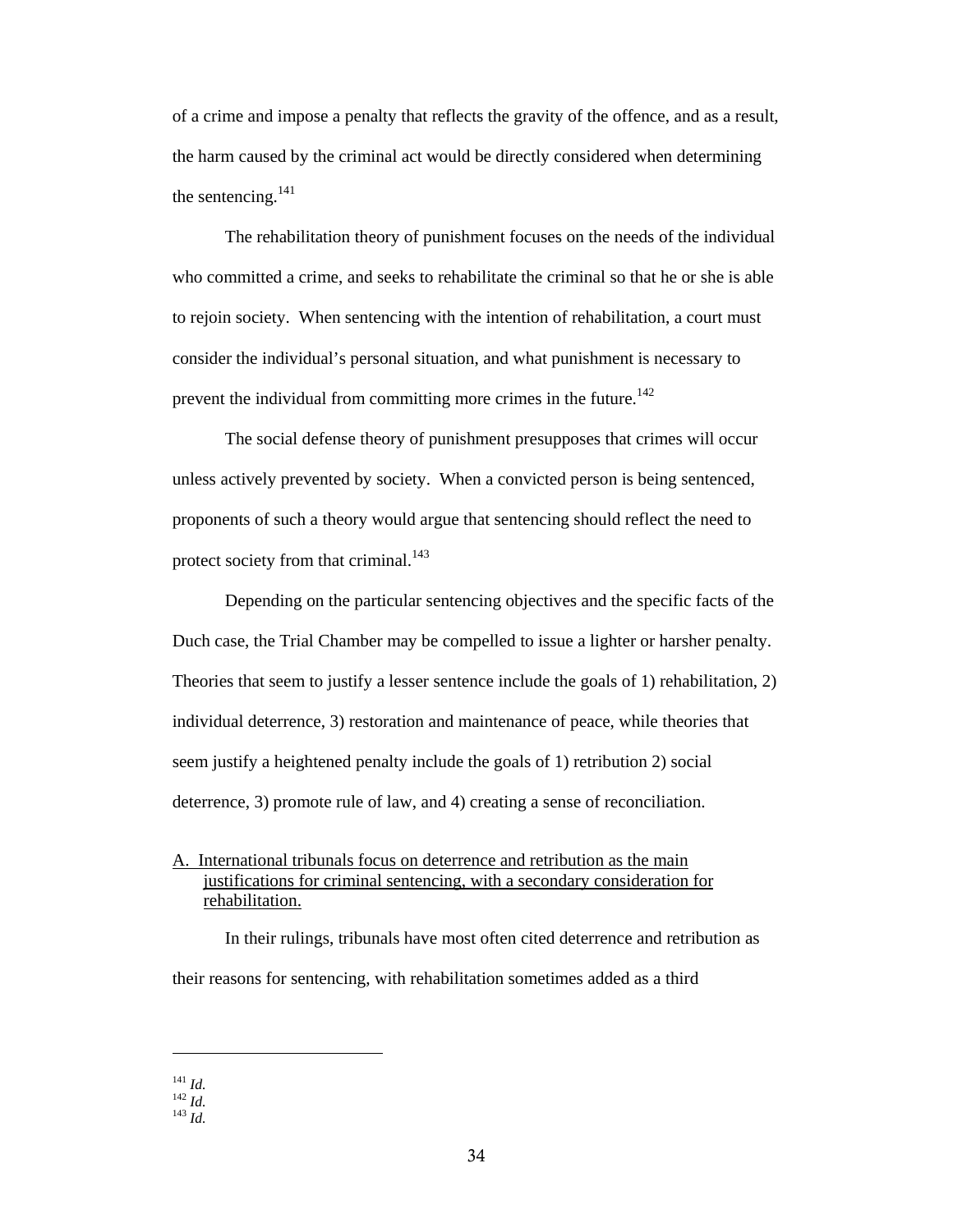of a crime and impose a penalty that reflects the gravity of the offence, and as a result, the harm caused by the criminal act would be directly considered when determining the sentencing.[141]

The rehabilitation theory of punishment focuses on the needs of the individual who committed a crime, and seeks to rehabilitate the criminal so that he or she is able to rejoin society. When sentencing with the intention of rehabilitation, a court must consider the individual's personal situation, and what punishment is necessary to prevent the individual from committing more crimes in the future.[142]

The social defense theory of punishment presupposes that crimes will occur unless actively prevented by society. When a convicted person is being sentenced, proponents of such a theory would argue that sentencing should reflect the need to protect society from that criminal.[143]

Depending on the particular sentencing objectives and the specific facts of the Duch case, the Trial Chamber may be compelled to issue a lighter or harsher penalty. Theories that seem to justify a lesser sentence include the goals of 1) rehabilitation, 2) individual deterrence, 3) restoration and maintenance of peace, while theories that seem justify a heightened penalty include the goals of 1) retribution 2) social deterrence, 3) promote rule of law, and 4) creating a sense of reconciliation.

<u>A. International tribunals focus on deterrence and retribution as the main justifications for criminal sentencing, with a secondary consideration for rehabilitation.</u>

In their rulings, tribunals have most often cited deterrence and retribution as their reasons for sentencing, with rehabilitation sometimes added as a third

---

[141] *Id.*
[142] *Id.*
[143] *Id.*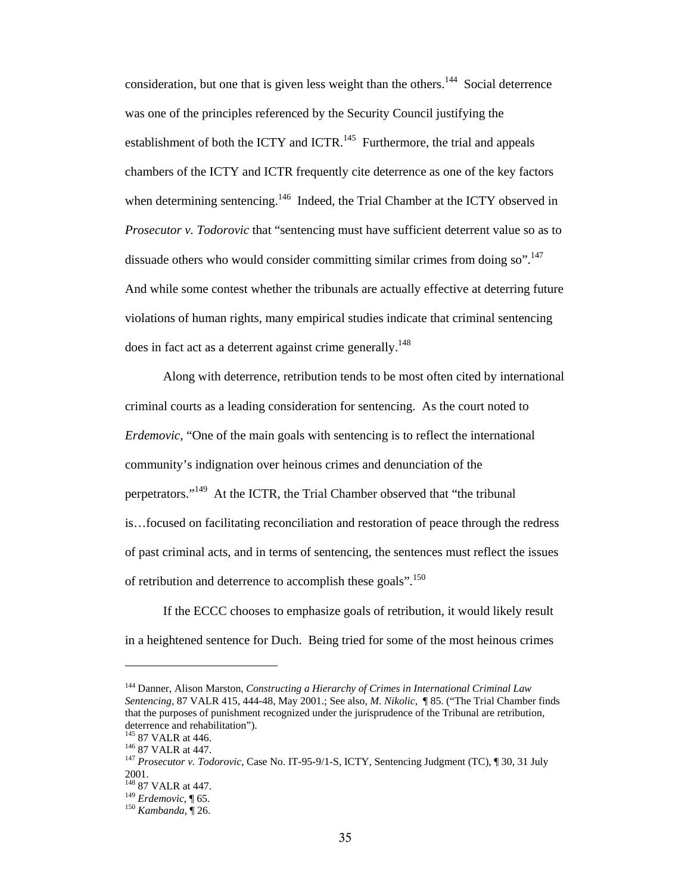consideration, but one that is given less weight than the others.[144] Social deterrence was one of the principles referenced by the Security Council justifying the establishment of both the ICTY and ICTR.[145] Furthermore, the trial and appeals chambers of the ICTY and ICTR frequently cite deterrence as one of the key factors when determining sentencing.[146] Indeed, the Trial Chamber at the ICTY observed in *Prosecutor v. Todorovic* that "sentencing must have sufficient deterrent value so as to dissuade others who would consider committing similar crimes from doing so".[147] And while some contest whether the tribunals are actually effective at deterring future violations of human rights, many empirical studies indicate that criminal sentencing does in fact act as a deterrent against crime generally.[148]

Along with deterrence, retribution tends to be most often cited by international criminal courts as a leading consideration for sentencing. As the court noted to *Erdemovic*, "One of the main goals with sentencing is to reflect the international community's indignation over heinous crimes and denunciation of the perpetrators."[149] At the ICTR, the Trial Chamber observed that "the tribunal is…focused on facilitating reconciliation and restoration of peace through the redress of past criminal acts, and in terms of sentencing, the sentences must reflect the issues of retribution and deterrence to accomplish these goals".[150]

If the ECCC chooses to emphasize goals of retribution, it would likely result in a heightened sentence for Duch. Being tried for some of the most heinous crimes

---

[144] Danner, Alison Marston, *Constructing a Hierarchy of Crimes in International Criminal Law Sentencing*, 87 VALR 415, 444-48, May 2001.; See also, *M. Nikolic*, ¶ 85. ("The Trial Chamber finds that the purposes of punishment recognized under the jurisprudence of the Tribunal are retribution, deterrence and rehabilitation").

[145] 87 VALR at 446.

[146] 87 VALR at 447.

[147] *Prosecutor v. Todorovic*, Case No. IT-95-9/1-S, ICTY, Sentencing Judgment (TC), ¶ 30, 31 July 2001.

[148] 87 VALR at 447.

[149] *Erdemovic*, ¶ 65.

[150] *Kambanda*, ¶ 26.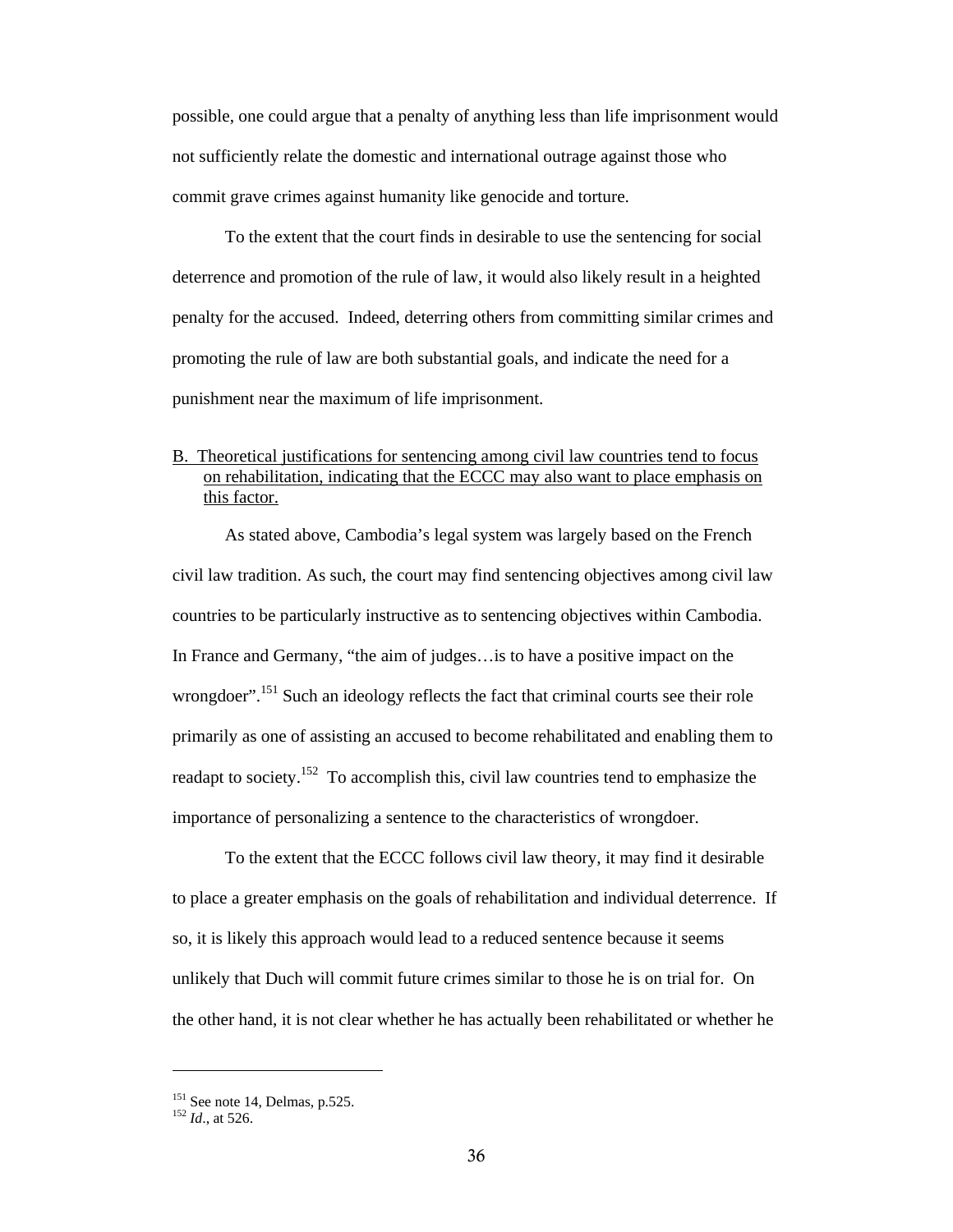possible, one could argue that a penalty of anything less than life imprisonment would not sufficiently relate the domestic and international outrage against those who commit grave crimes against humanity like genocide and torture.

To the extent that the court finds in desirable to use the sentencing for social deterrence and promotion of the rule of law, it would also likely result in a heighted penalty for the accused. Indeed, deterring others from committing similar crimes and promoting the rule of law are both substantial goals, and indicate the need for a punishment near the maximum of life imprisonment.

B. Theoretical justifications for sentencing among civil law countries tend to focus on rehabilitation, indicating that the ECCC may also want to place emphasis on this factor.

As stated above, Cambodia's legal system was largely based on the French civil law tradition. As such, the court may find sentencing objectives among civil law countries to be particularly instructive as to sentencing objectives within Cambodia. In France and Germany, "the aim of judges…is to have a positive impact on the wrongdoer".[151] Such an ideology reflects the fact that criminal courts see their role primarily as one of assisting an accused to become rehabilitated and enabling them to readapt to society.[152] To accomplish this, civil law countries tend to emphasize the importance of personalizing a sentence to the characteristics of wrongdoer.

To the extent that the ECCC follows civil law theory, it may find it desirable to place a greater emphasis on the goals of rehabilitation and individual deterrence. If so, it is likely this approach would lead to a reduced sentence because it seems unlikely that Duch will commit future crimes similar to those he is on trial for. On the other hand, it is not clear whether he has actually been rehabilitated or whether he

---

[151] See note 14, Delmas, p.525.
[152] *Id*., at 526.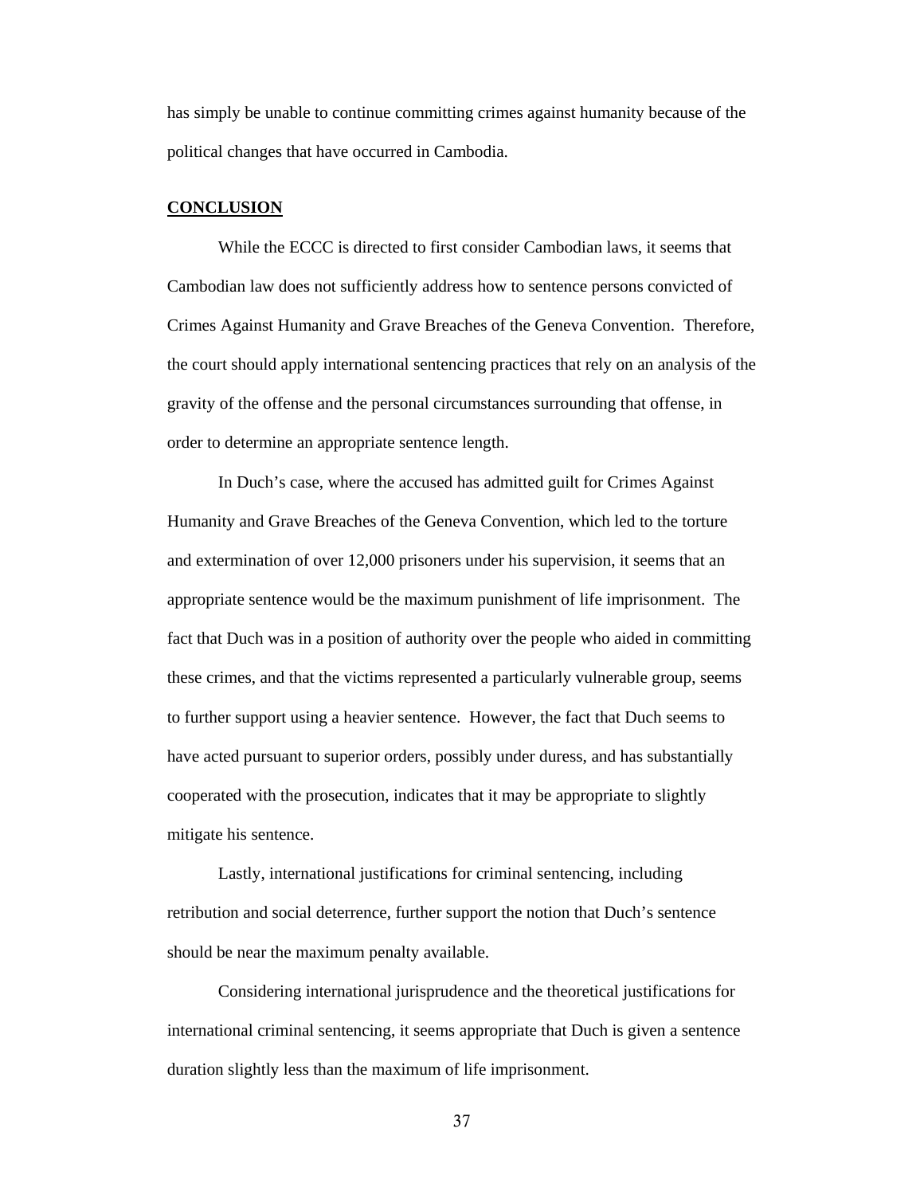has simply be unable to continue committing crimes against humanity because of the political changes that have occurred in Cambodia.

## CONCLUSION

While the ECCC is directed to first consider Cambodian laws, it seems that Cambodian law does not sufficiently address how to sentence persons convicted of Crimes Against Humanity and Grave Breaches of the Geneva Convention. Therefore, the court should apply international sentencing practices that rely on an analysis of the gravity of the offense and the personal circumstances surrounding that offense, in order to determine an appropriate sentence length.

In Duch's case, where the accused has admitted guilt for Crimes Against Humanity and Grave Breaches of the Geneva Convention, which led to the torture and extermination of over 12,000 prisoners under his supervision, it seems that an appropriate sentence would be the maximum punishment of life imprisonment. The fact that Duch was in a position of authority over the people who aided in committing these crimes, and that the victims represented a particularly vulnerable group, seems to further support using a heavier sentence. However, the fact that Duch seems to have acted pursuant to superior orders, possibly under duress, and has substantially cooperated with the prosecution, indicates that it may be appropriate to slightly mitigate his sentence.

Lastly, international justifications for criminal sentencing, including retribution and social deterrence, further support the notion that Duch's sentence should be near the maximum penalty available.

Considering international jurisprudence and the theoretical justifications for international criminal sentencing, it seems appropriate that Duch is given a sentence duration slightly less than the maximum of life imprisonment.